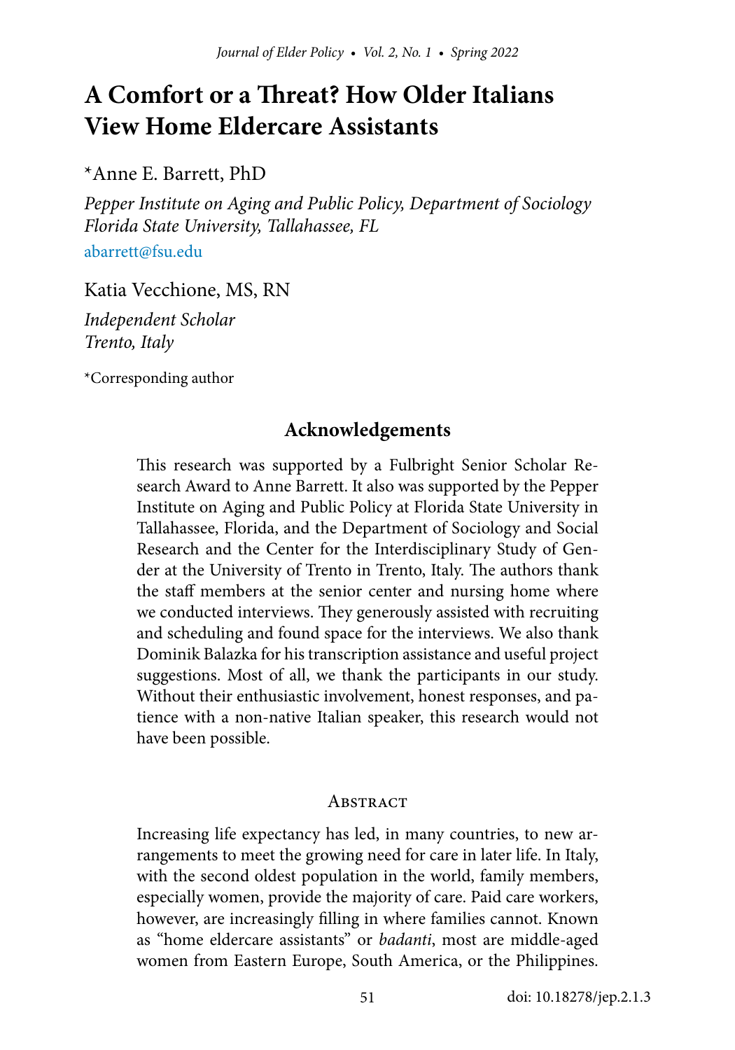# A Comfort or a Threat? How Older Italians View Home Eldercare Assistants

*Anne E. Barrett, PhD

*Pepper Institute on Aging and Public Policy, Department of Sociology*
*Florida State University, Tallahassee, FL*
abarrett@fsu.edu

Katia Vecchione, MS, RN

*Independent Scholar*
*Trento, Italy*

*Corresponding author

## Acknowledgements

This research was supported by a Fulbright Senior Scholar Research Award to Anne Barrett. It also was supported by the Pepper Institute on Aging and Public Policy at Florida State University in Tallahassee, Florida, and the Department of Sociology and Social Research and the Center for the Interdisciplinary Study of Gender at the University of Trento in Trento, Italy. The authors thank the staff members at the senior center and nursing home where we conducted interviews. They generously assisted with recruiting and scheduling and found space for the interviews. We also thank Dominik Balazka for his transcription assistance and useful project suggestions. Most of all, we thank the participants in our study. Without their enthusiastic involvement, honest responses, and patience with a non-native Italian speaker, this research would not have been possible.

## Abstract

Increasing life expectancy has led, in many countries, to new arrangements to meet the growing need for care in later life. In Italy, with the second oldest population in the world, family members, especially women, provide the majority of care. Paid care workers, however, are increasingly filling in where families cannot. Known as "home eldercare assistants" or *badanti*, most are middle-aged women from Eastern Europe, South America, or the Philippines.

doi: 10.18278/jep.2.1.3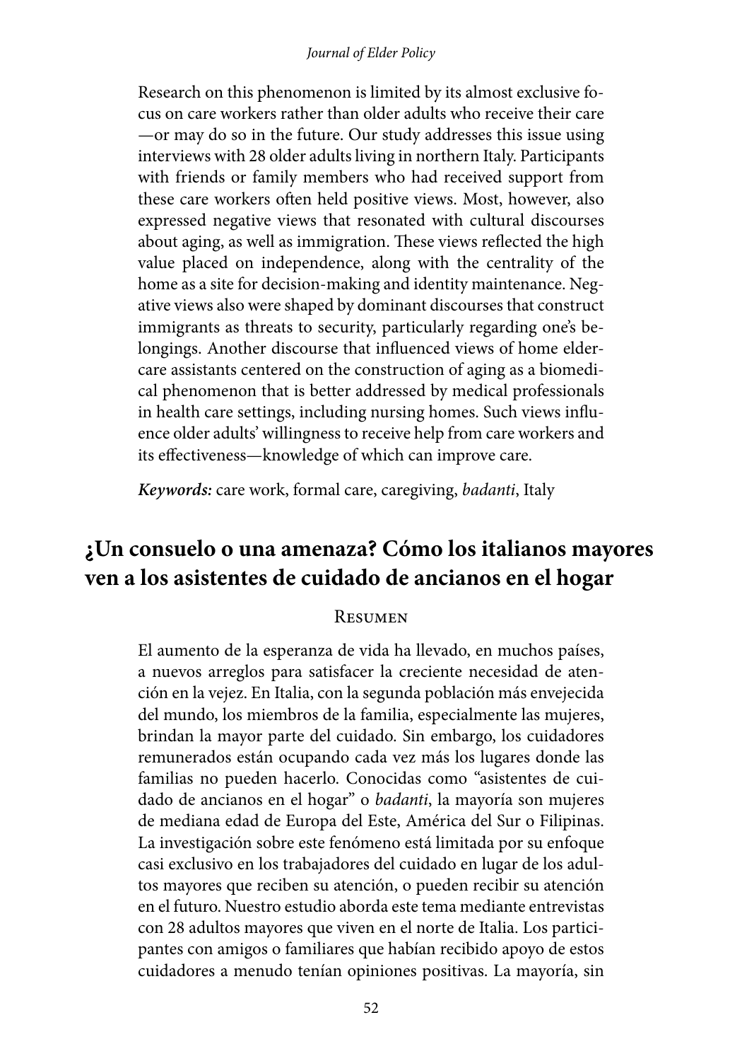Research on this phenomenon is limited by its almost exclusive focus on care workers rather than older adults who receive their care —or may do so in the future. Our study addresses this issue using interviews with 28 older adults living in northern Italy. Participants with friends or family members who had received support from these care workers often held positive views. Most, however, also expressed negative views that resonated with cultural discourses about aging, as well as immigration. These views reflected the high value placed on independence, along with the centrality of the home as a site for decision-making and identity maintenance. Negative views also were shaped by dominant discourses that construct immigrants as threats to security, particularly regarding one's belongings. Another discourse that influenced views of home eldercare assistants centered on the construction of aging as a biomedical phenomenon that is better addressed by medical professionals in health care settings, including nursing homes. Such views influence older adults' willingness to receive help from care workers and its effectiveness—knowledge of which can improve care.

***Keywords:*** care work, formal care, caregiving, *badanti*, Italy

## ¿Un consuelo o una amenaza? Cómo los italianos mayores ven a los asistentes de cuidado de ancianos en el hogar

### Resumen

El aumento de la esperanza de vida ha llevado, en muchos países, a nuevos arreglos para satisfacer la creciente necesidad de atención en la vejez. En Italia, con la segunda población más envejecida del mundo, los miembros de la familia, especialmente las mujeres, brindan la mayor parte del cuidado. Sin embargo, los cuidadores remunerados están ocupando cada vez más los lugares donde las familias no pueden hacerlo. Conocidas como "asistentes de cuidado de ancianos en el hogar" o *badanti*, la mayoría son mujeres de mediana edad de Europa del Este, América del Sur o Filipinas. La investigación sobre este fenómeno está limitada por su enfoque casi exclusivo en los trabajadores del cuidado en lugar de los adultos mayores que reciben su atención, o pueden recibir su atención en el futuro. Nuestro estudio aborda este tema mediante entrevistas con 28 adultos mayores que viven en el norte de Italia. Los participantes con amigos o familiares que habían recibido apoyo de estos cuidadores a menudo tenían opiniones positivas. La mayoría, sin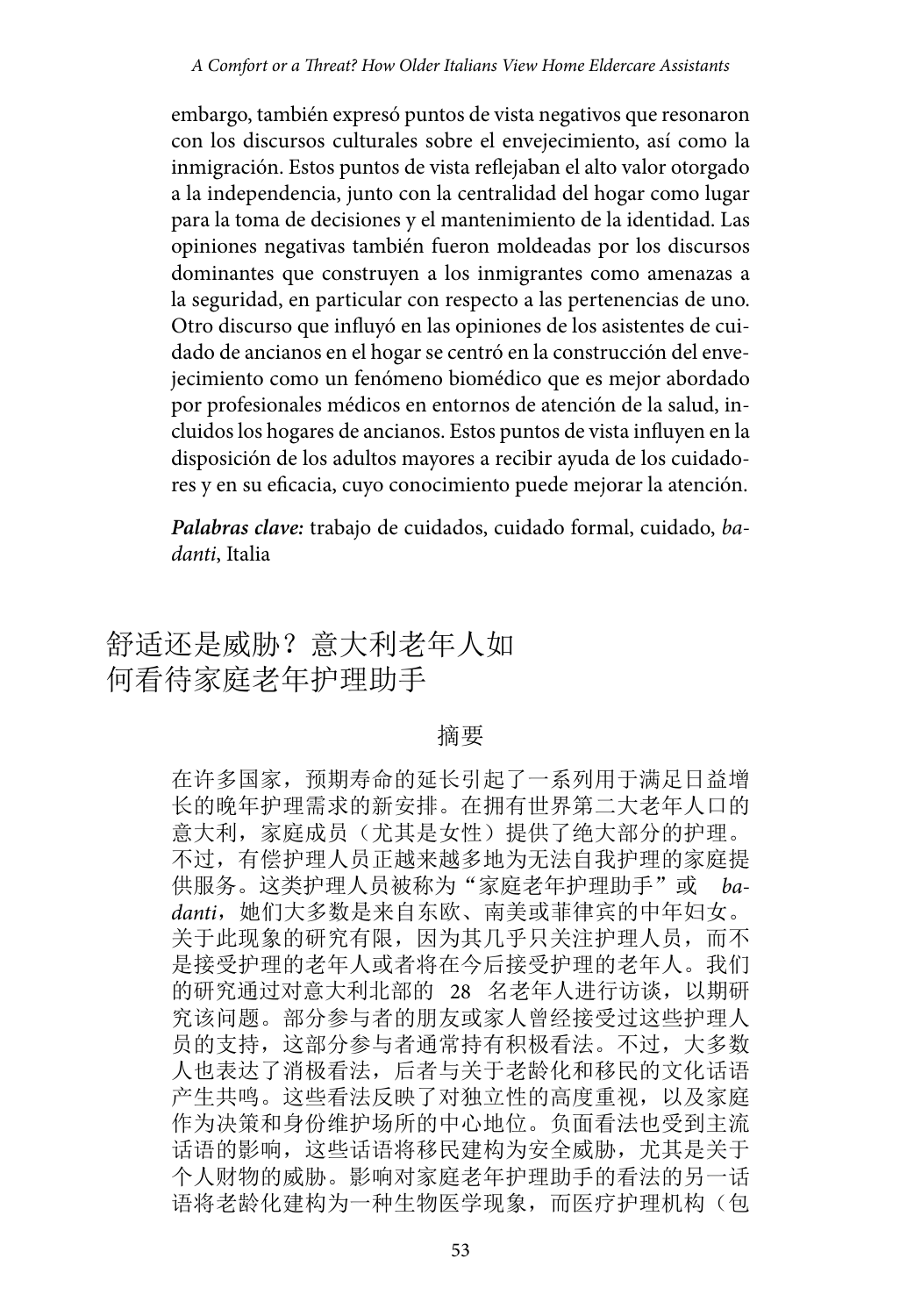embargo, también expresó puntos de vista negativos que resonaron con los discursos culturales sobre el envejecimiento, así como la inmigración. Estos puntos de vista reflejaban el alto valor otorgado a la independencia, junto con la centralidad del hogar como lugar para la toma de decisiones y el mantenimiento de la identidad. Las opiniones negativas también fueron moldeadas por los discursos dominantes que construyen a los inmigrantes como amenazas a la seguridad, en particular con respecto a las pertenencias de uno. Otro discurso que influyó en las opiniones de los asistentes de cuidado de ancianos en el hogar se centró en la construcción del envejecimiento como un fenómeno biomédico que es mejor abordado por profesionales médicos en entornos de atención de la salud, incluidos los hogares de ancianos. Estos puntos de vista influyen en la disposición de los adultos mayores a recibir ayuda de los cuidadores y en su eficacia, cuyo conocimiento puede mejorar la atención.

***Palabras clave:*** trabajo de cuidados, cuidado formal, cuidado, *badanti*, Italia

# 舒适还是威胁？意大利老年人如何看待家庭老年护理助手

## 摘要

在许多国家，预期寿命的延长引起了一系列用于满足日益增长的晚年护理需求的新安排。在拥有世界第二大老年人口的意大利，家庭成员（尤其是女性）提供了绝大部分的护理。不过，有偿护理人员正越来越多地为无法自我护理的家庭提供服务。这类护理人员被称为"家庭老年护理助手"或 *badanti*，她们大多数是来自东欧、南美或菲律宾的中年妇女。关于此现象的研究有限，因为其几乎只关注护理人员，而不是接受护理的老年人或者将在今后接受护理的老年人。我们的研究通过对意大利北部的 28 名老年人进行访谈，以期研究该问题。部分参与者的朋友或家人曾经接受过这些护理人员的支持，这部分参与者通常持有积极看法。不过，大多数人也表达了消极看法，后者与关于老龄化和移民的文化话语产生共鸣。这些看法反映了对独立性的高度重视，以及家庭作为决策和身份维护场所的中心地位。负面看法也受到主流话语的影响，这些话语将移民建构为安全威胁，尤其是关于个人财物的威胁。影响对家庭老年护理助手的看法的另一话语将老龄化建构为一种生物医学现象，而医疗护理机构（包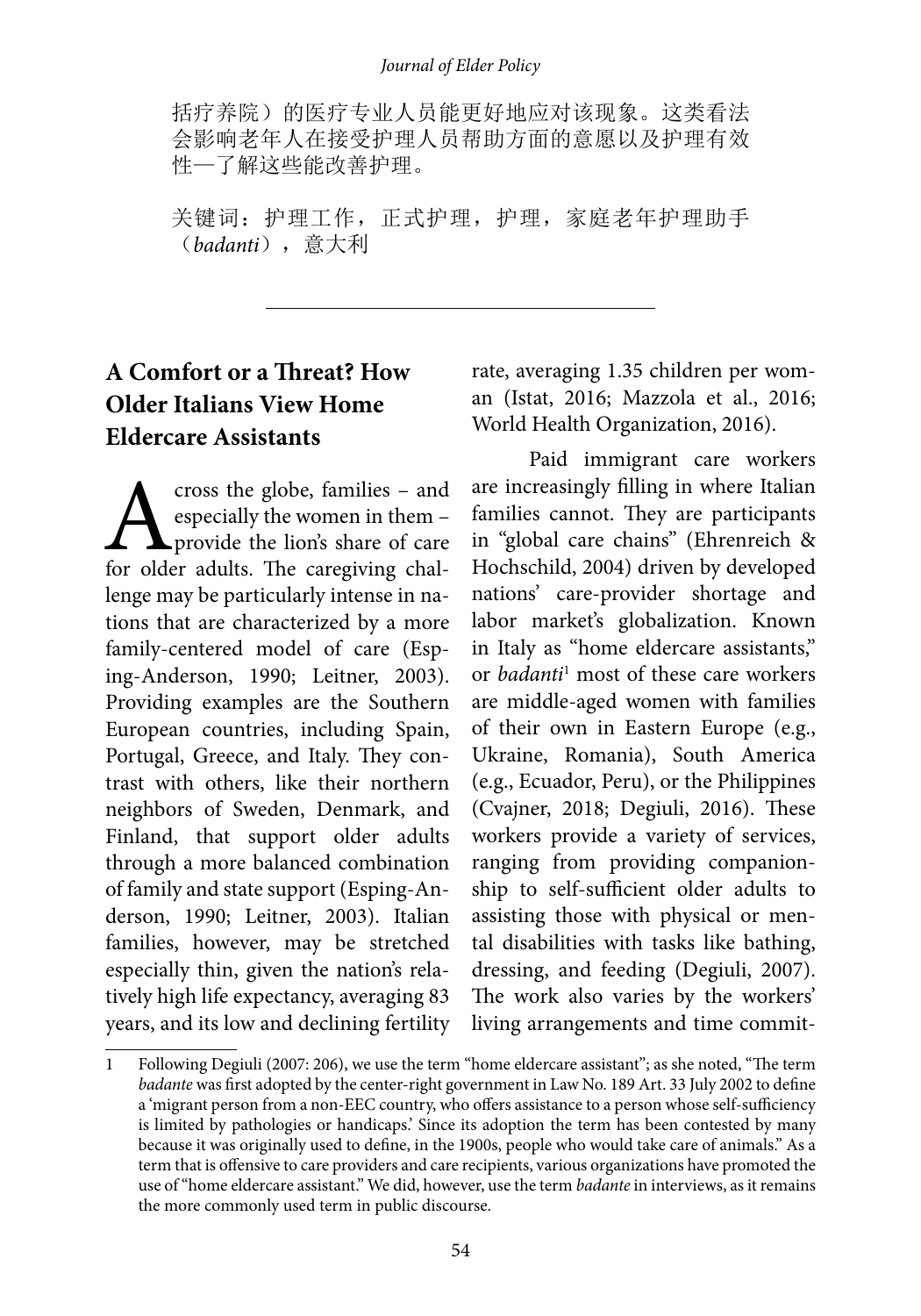括疗养院）的医疗专业人员能更好地应对该现象。这类看法会影响老年人在接受护理人员帮助方面的意愿以及护理有效性—了解这些能改善护理。

关键词：护理工作，正式护理，护理，家庭老年护理助手（*badanti*），意大利

---

## A Comfort or a Threat? How Older Italians View Home Eldercare Assistants

Across the globe, families – and especially the women in them – provide the lion's share of care for older adults. The caregiving challenge may be particularly intense in nations that are characterized by a more family-centered model of care (Esping-Anderson, 1990; Leitner, 2003). Providing examples are the Southern European countries, including Spain, Portugal, Greece, and Italy. They contrast with others, like their northern neighbors of Sweden, Denmark, and Finland, that support older adults through a more balanced combination of family and state support (Esping-Anderson, 1990; Leitner, 2003). Italian families, however, may be stretched especially thin, given the nation's relatively high life expectancy, averaging 83 years, and its low and declining fertility rate, averaging 1.35 children per woman (Istat, 2016; Mazzola et al., 2016; World Health Organization, 2016).

Paid immigrant care workers are increasingly filling in where Italian families cannot. They are participants in "global care chains" (Ehrenreich & Hochschild, 2004) driven by developed nations' care-provider shortage and labor market's globalization. Known in Italy as "home eldercare assistants," or *badanti*[1] most of these care workers are middle-aged women with families of their own in Eastern Europe (e.g., Ukraine, Romania), South America (e.g., Ecuador, Peru), or the Philippines (Cvajner, 2018; Degiuli, 2016). These workers provide a variety of services, ranging from providing companionship to self-sufficient older adults to assisting those with physical or mental disabilities with tasks like bathing, dressing, and feeding (Degiuli, 2007). The work also varies by the workers' living arrangements and time commit-

---

1 Following Degiuli (2007: 206), we use the term "home eldercare assistant"; as she noted, "The term *badante* was first adopted by the center-right government in Law No. 189 Art. 33 July 2002 to define a 'migrant person from a non-EEC country, who offers assistance to a person whose self-sufficiency is limited by pathologies or handicaps.' Since its adoption the term has been contested by many because it was originally used to define, in the 1900s, people who would take care of animals." As a term that is offensive to care providers and care recipients, various organizations have promoted the use of "home eldercare assistant." We did, however, use the term *badante* in interviews, as it remains the more commonly used term in public discourse.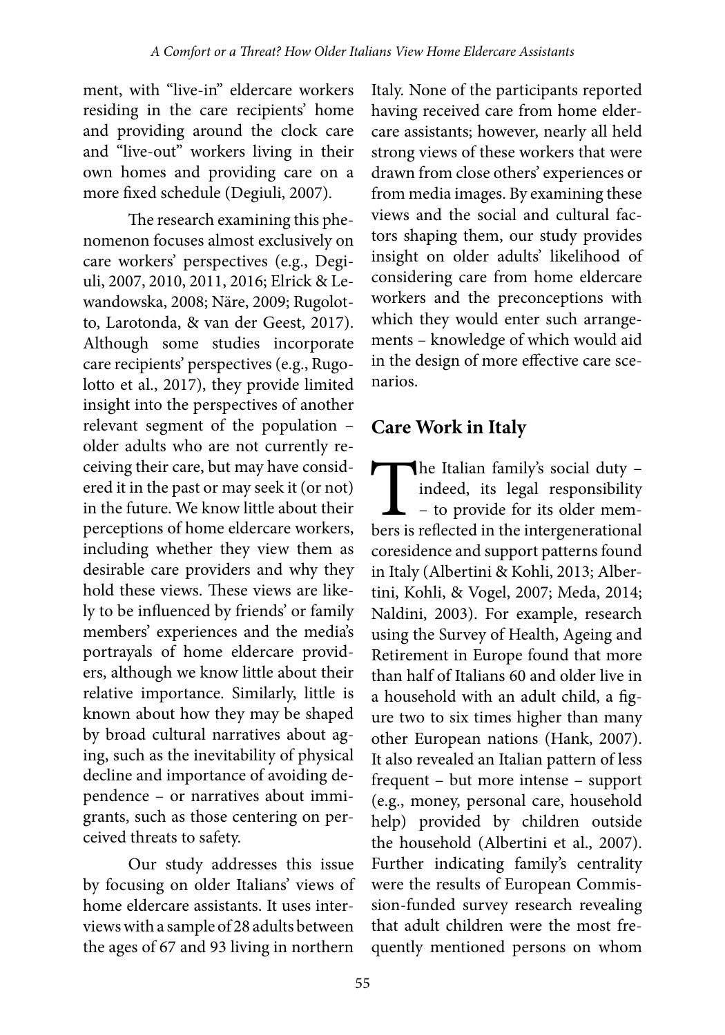ment, with "live-in" eldercare workers residing in the care recipients' home and providing around the clock care and "live-out" workers living in their own homes and providing care on a more fixed schedule (Degiuli, 2007).

The research examining this phenomenon focuses almost exclusively on care workers' perspectives (e.g., Degiuli, 2007, 2010, 2011, 2016; Elrick & Lewandowska, 2008; Näre, 2009; Rugolotto, Larotonda, & van der Geest, 2017). Although some studies incorporate care recipients' perspectives (e.g., Rugolotto et al., 2017), they provide limited insight into the perspectives of another relevant segment of the population – older adults who are not currently receiving their care, but may have considered it in the past or may seek it (or not) in the future. We know little about their perceptions of home eldercare workers, including whether they view them as desirable care providers and why they hold these views. These views are likely to be influenced by friends' or family members' experiences and the media's portrayals of home eldercare providers, although we know little about their relative importance. Similarly, little is known about how they may be shaped by broad cultural narratives about aging, such as the inevitability of physical decline and importance of avoiding dependence – or narratives about immigrants, such as those centering on perceived threats to safety.

Our study addresses this issue by focusing on older Italians' views of home eldercare assistants. It uses interviews with a sample of 28 adults between the ages of 67 and 93 living in northern Italy. None of the participants reported having received care from home eldercare assistants; however, nearly all held strong views of these workers that were drawn from close others' experiences or from media images. By examining these views and the social and cultural factors shaping them, our study provides insight on older adults' likelihood of considering care from home eldercare workers and the preconceptions with which they would enter such arrangements – knowledge of which would aid in the design of more effective care scenarios.

## Care Work in Italy

The Italian family's social duty – indeed, its legal responsibility – to provide for its older members is reflected in the intergenerational coresidence and support patterns found in Italy (Albertini & Kohli, 2013; Albertini, Kohli, & Vogel, 2007; Meda, 2014; Naldini, 2003). For example, research using the Survey of Health, Ageing and Retirement in Europe found that more than half of Italians 60 and older live in a household with an adult child, a figure two to six times higher than many other European nations (Hank, 2007). It also revealed an Italian pattern of less frequent – but more intense – support (e.g., money, personal care, household help) provided by children outside the household (Albertini et al., 2007). Further indicating family's centrality were the results of European Commission-funded survey research revealing that adult children were the most frequently mentioned persons on whom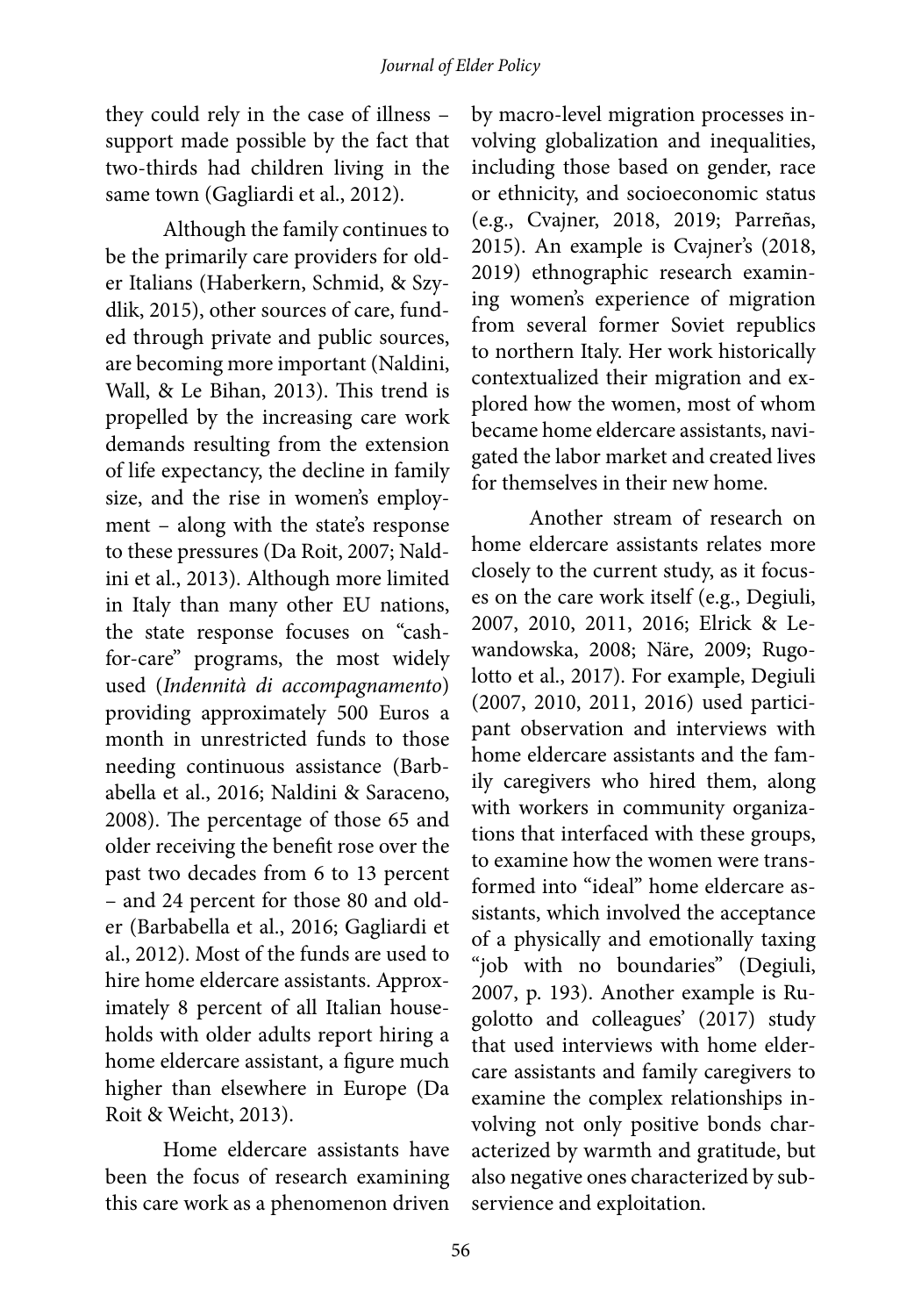they could rely in the case of illness – support made possible by the fact that two-thirds had children living in the same town (Gagliardi et al., 2012).

Although the family continues to be the primarily care providers for older Italians (Haberkern, Schmid, & Szydlik, 2015), other sources of care, funded through private and public sources, are becoming more important (Naldini, Wall, & Le Bihan, 2013). This trend is propelled by the increasing care work demands resulting from the extension of life expectancy, the decline in family size, and the rise in women's employment – along with the state's response to these pressures (Da Roit, 2007; Naldini et al., 2013). Although more limited in Italy than many other EU nations, the state response focuses on "cash-for-care" programs, the most widely used (*Indennità di accompagnamento*) providing approximately 500 Euros a month in unrestricted funds to those needing continuous assistance (Barbabella et al., 2016; Naldini & Saraceno, 2008). The percentage of those 65 and older receiving the benefit rose over the past two decades from 6 to 13 percent – and 24 percent for those 80 and older (Barbabella et al., 2016; Gagliardi et al., 2012). Most of the funds are used to hire home eldercare assistants. Approximately 8 percent of all Italian households with older adults report hiring a home eldercare assistant, a figure much higher than elsewhere in Europe (Da Roit & Weicht, 2013).

Home eldercare assistants have been the focus of research examining this care work as a phenomenon driven by macro-level migration processes involving globalization and inequalities, including those based on gender, race or ethnicity, and socioeconomic status (e.g., Cvajner, 2018, 2019; Parreñas, 2015). An example is Cvajner's (2018, 2019) ethnographic research examining women's experience of migration from several former Soviet republics to northern Italy. Her work historically contextualized their migration and explored how the women, most of whom became home eldercare assistants, navigated the labor market and created lives for themselves in their new home.

Another stream of research on home eldercare assistants relates more closely to the current study, as it focuses on the care work itself (e.g., Degiuli, 2007, 2010, 2011, 2016; Elrick & Lewandowska, 2008; Näre, 2009; Rugolotto et al., 2017). For example, Degiuli (2007, 2010, 2011, 2016) used participant observation and interviews with home eldercare assistants and the family caregivers who hired them, along with workers in community organizations that interfaced with these groups, to examine how the women were transformed into "ideal" home eldercare assistants, which involved the acceptance of a physically and emotionally taxing "job with no boundaries" (Degiuli, 2007, p. 193). Another example is Rugolotto and colleagues' (2017) study that used interviews with home eldercare assistants and family caregivers to examine the complex relationships involving not only positive bonds characterized by warmth and gratitude, but also negative ones characterized by subservience and exploitation.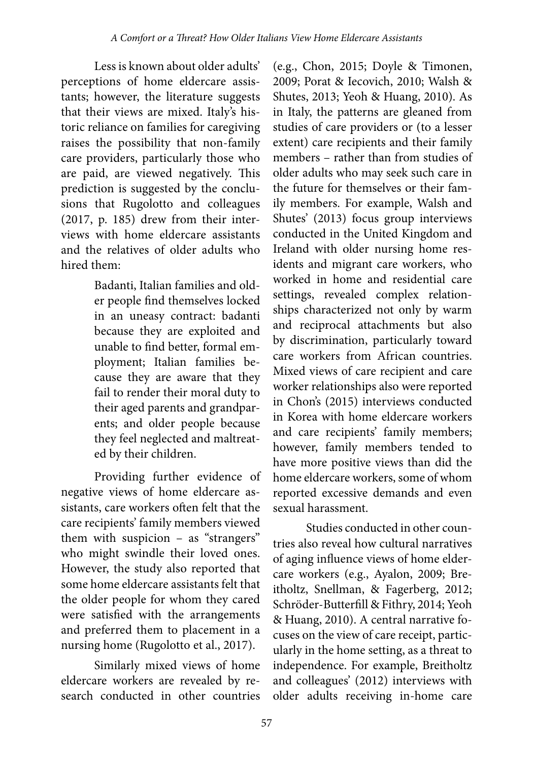Less is known about older adults' perceptions of home eldercare assistants; however, the literature suggests that their views are mixed. Italy's historic reliance on families for caregiving raises the possibility that non-family care providers, particularly those who are paid, are viewed negatively. This prediction is suggested by the conclusions that Rugolotto and colleagues (2017, p. 185) drew from their interviews with home eldercare assistants and the relatives of older adults who hired them:

> Badanti, Italian families and older people find themselves locked in an uneasy contract: badanti because they are exploited and unable to find better, formal employment; Italian families because they are aware that they fail to render their moral duty to their aged parents and grandparents; and older people because they feel neglected and maltreated by their children.

Providing further evidence of negative views of home eldercare assistants, care workers often felt that the care recipients' family members viewed them with suspicion – as "strangers" who might swindle their loved ones. However, the study also reported that some home eldercare assistants felt that the older people for whom they cared were satisfied with the arrangements and preferred them to placement in a nursing home (Rugolotto et al., 2017).

Similarly mixed views of home eldercare workers are revealed by research conducted in other countries (e.g., Chon, 2015; Doyle & Timonen, 2009; Porat & Iecovich, 2010; Walsh & Shutes, 2013; Yeoh & Huang, 2010). As in Italy, the patterns are gleaned from studies of care providers or (to a lesser extent) care recipients and their family members – rather than from studies of older adults who may seek such care in the future for themselves or their family members. For example, Walsh and Shutes' (2013) focus group interviews conducted in the United Kingdom and Ireland with older nursing home residents and migrant care workers, who worked in home and residential care settings, revealed complex relationships characterized not only by warm and reciprocal attachments but also by discrimination, particularly toward care workers from African countries. Mixed views of care recipient and care worker relationships also were reported in Chon's (2015) interviews conducted in Korea with home eldercare workers and care recipients' family members; however, family members tended to have more positive views than did the home eldercare workers, some of whom reported excessive demands and even sexual harassment.

Studies conducted in other countries also reveal how cultural narratives of aging influence views of home eldercare workers (e.g., Ayalon, 2009; Breitholtz, Snellman, & Fagerberg, 2012; Schröder-Butterfill & Fithry, 2014; Yeoh & Huang, 2010). A central narrative focuses on the view of care receipt, particularly in the home setting, as a threat to independence. For example, Breitholtz and colleagues' (2012) interviews with older adults receiving in-home care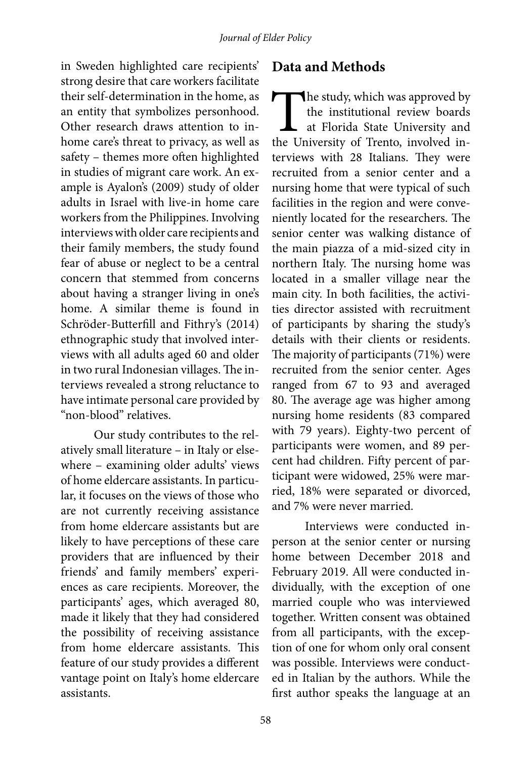in Sweden highlighted care recipients' strong desire that care workers facilitate their self-determination in the home, as an entity that symbolizes personhood. Other research draws attention to in-home care's threat to privacy, as well as safety – themes more often highlighted in studies of migrant care work. An example is Ayalon's (2009) study of older adults in Israel with live-in home care workers from the Philippines. Involving interviews with older care recipients and their family members, the study found fear of abuse or neglect to be a central concern that stemmed from concerns about having a stranger living in one's home. A similar theme is found in Schröder-Butterfill and Fithry's (2014) ethnographic study that involved interviews with all adults aged 60 and older in two rural Indonesian villages. The interviews revealed a strong reluctance to have intimate personal care provided by "non-blood" relatives.

Our study contributes to the relatively small literature – in Italy or elsewhere – examining older adults' views of home eldercare assistants. In particular, it focuses on the views of those who are not currently receiving assistance from home eldercare assistants but are likely to have perceptions of these care providers that are influenced by their friends' and family members' experiences as care recipients. Moreover, the participants' ages, which averaged 80, made it likely that they had considered the possibility of receiving assistance from home eldercare assistants. This feature of our study provides a different vantage point on Italy's home eldercare assistants.

## Data and Methods

The study, which was approved by the institutional review boards at Florida State University and the University of Trento, involved interviews with 28 Italians. They were recruited from a senior center and a nursing home that were typical of such facilities in the region and were conveniently located for the researchers. The senior center was walking distance of the main piazza of a mid-sized city in northern Italy. The nursing home was located in a smaller village near the main city. In both facilities, the activities director assisted with recruitment of participants by sharing the study's details with their clients or residents. The majority of participants (71%) were recruited from the senior center. Ages ranged from 67 to 93 and averaged 80. The average age was higher among nursing home residents (83 compared with 79 years). Eighty-two percent of participants were women, and 89 percent had children. Fifty percent of participant were widowed, 25% were married, 18% were separated or divorced, and 7% were never married.

Interviews were conducted in-person at the senior center or nursing home between December 2018 and February 2019. All were conducted individually, with the exception of one married couple who was interviewed together. Written consent was obtained from all participants, with the exception of one for whom only oral consent was possible. Interviews were conducted in Italian by the authors. While the first author speaks the language at an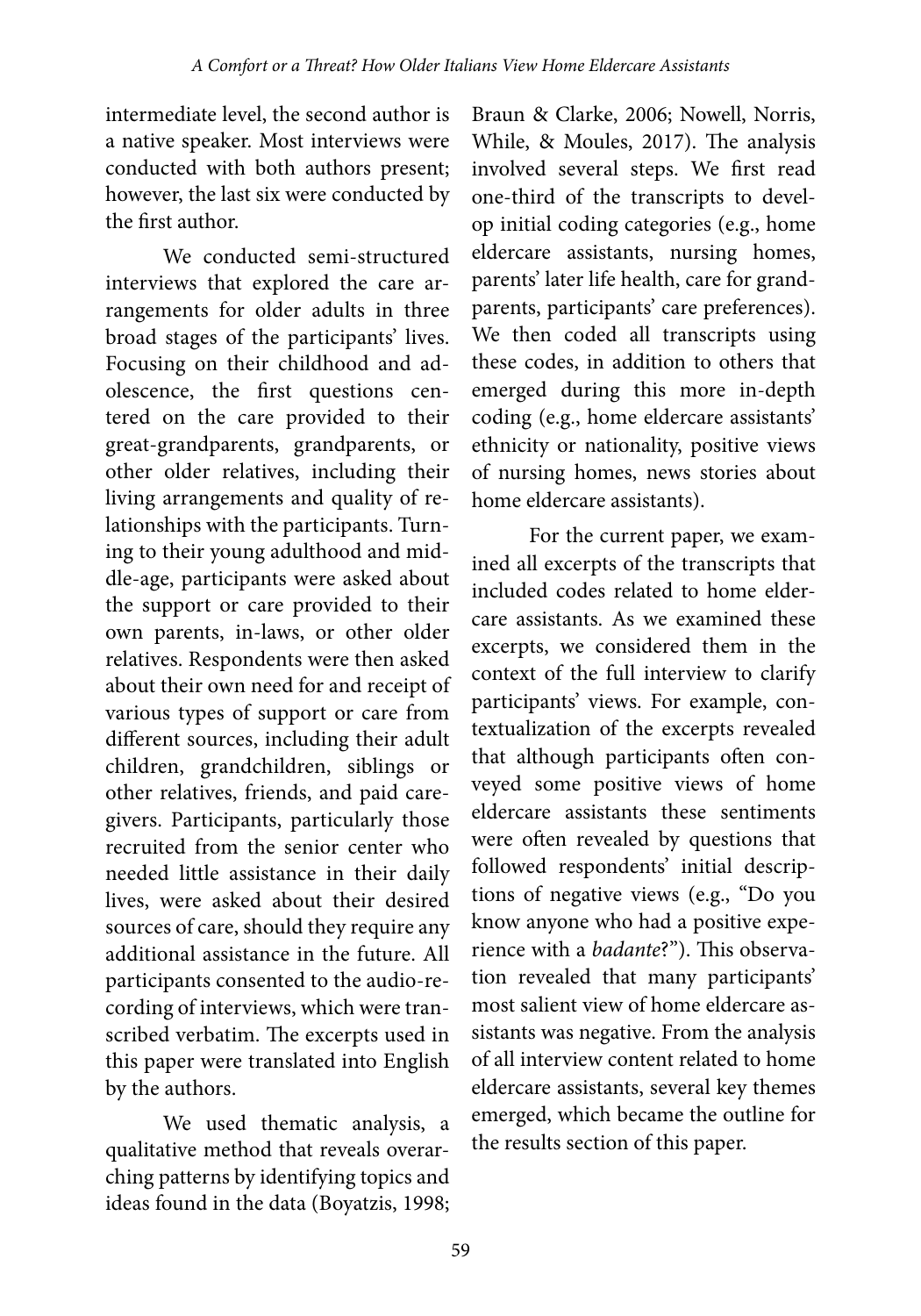intermediate level, the second author is a native speaker. Most interviews were conducted with both authors present; however, the last six were conducted by the first author.

We conducted semi-structured interviews that explored the care arrangements for older adults in three broad stages of the participants' lives. Focusing on their childhood and adolescence, the first questions centered on the care provided to their great-grandparents, grandparents, or other older relatives, including their living arrangements and quality of relationships with the participants. Turning to their young adulthood and middle-age, participants were asked about the support or care provided to their own parents, in-laws, or other older relatives. Respondents were then asked about their own need for and receipt of various types of support or care from different sources, including their adult children, grandchildren, siblings or other relatives, friends, and paid caregivers. Participants, particularly those recruited from the senior center who needed little assistance in their daily lives, were asked about their desired sources of care, should they require any additional assistance in the future. All participants consented to the audio-recording of interviews, which were transcribed verbatim. The excerpts used in this paper were translated into English by the authors.

We used thematic analysis, a qualitative method that reveals overarching patterns by identifying topics and ideas found in the data (Boyatzis, 1998; Braun & Clarke, 2006; Nowell, Norris, While, & Moules, 2017). The analysis involved several steps. We first read one-third of the transcripts to develop initial coding categories (e.g., home eldercare assistants, nursing homes, parents' later life health, care for grandparents, participants' care preferences). We then coded all transcripts using these codes, in addition to others that emerged during this more in-depth coding (e.g., home eldercare assistants' ethnicity or nationality, positive views of nursing homes, news stories about home eldercare assistants).

For the current paper, we examined all excerpts of the transcripts that included codes related to home eldercare assistants. As we examined these excerpts, we considered them in the context of the full interview to clarify participants' views. For example, contextualization of the excerpts revealed that although participants often conveyed some positive views of home eldercare assistants these sentiments were often revealed by questions that followed respondents' initial descriptions of negative views (e.g., "Do you know anyone who had a positive experience with a *badante*?"). This observation revealed that many participants' most salient view of home eldercare assistants was negative. From the analysis of all interview content related to home eldercare assistants, several key themes emerged, which became the outline for the results section of this paper.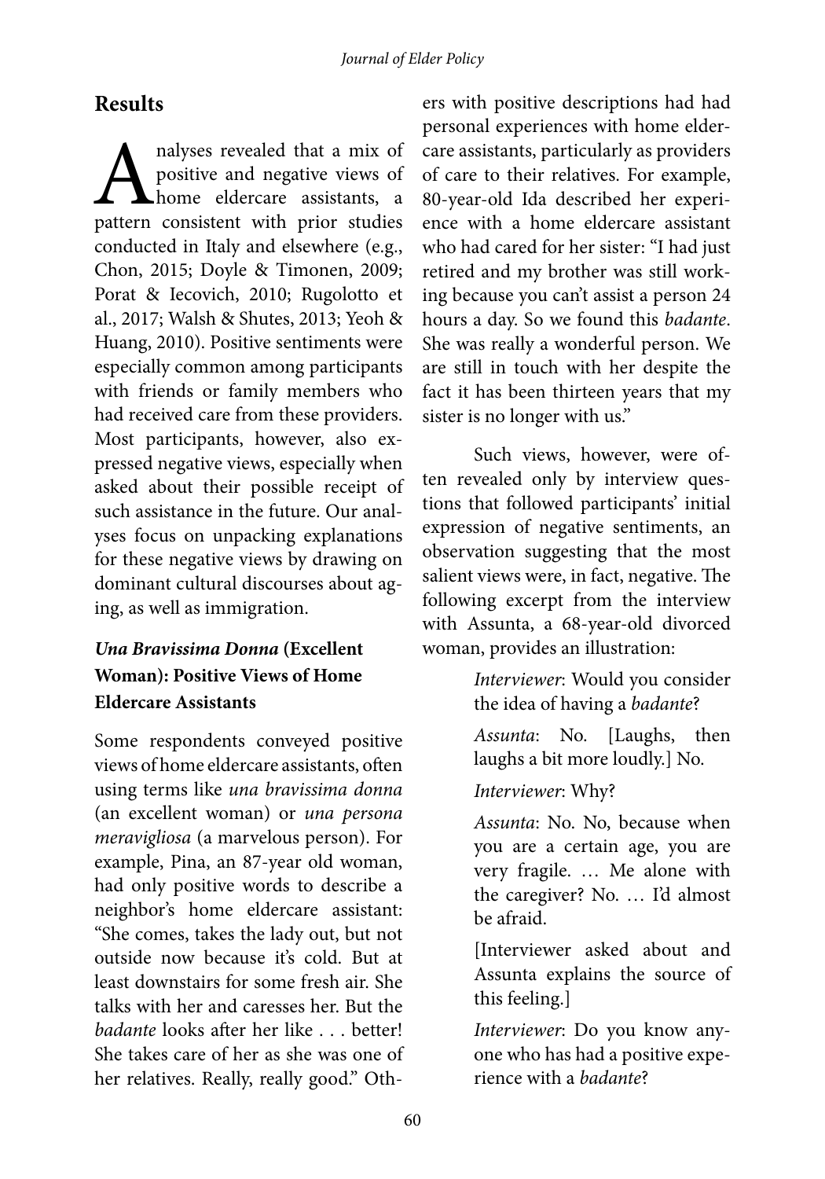## Results

Analyses revealed that a mix of positive and negative views of home eldercare assistants, a pattern consistent with prior studies conducted in Italy and elsewhere (e.g., Chon, 2015; Doyle & Timonen, 2009; Porat & Iecovich, 2010; Rugolotto et al., 2017; Walsh & Shutes, 2013; Yeoh & Huang, 2010). Positive sentiments were especially common among participants with friends or family members who had received care from these providers. Most participants, however, also expressed negative views, especially when asked about their possible receipt of such assistance in the future. Our analyses focus on unpacking explanations for these negative views by drawing on dominant cultural discourses about aging, as well as immigration.

### *Una Bravissima Donna* (Excellent Woman): Positive Views of Home Eldercare Assistants

Some respondents conveyed positive views of home eldercare assistants, often using terms like *una bravissima donna* (an excellent woman) or *una persona meravigliosa* (a marvelous person). For example, Pina, an 87-year old woman, had only positive words to describe a neighbor's home eldercare assistant: "She comes, takes the lady out, but not outside now because it's cold. But at least downstairs for some fresh air. She talks with her and caresses her. But the *badante* looks after her like . . . better! She takes care of her as she was one of her relatives. Really, really good." Others with positive descriptions had had personal experiences with home eldercare assistants, particularly as providers of care to their relatives. For example, 80-year-old Ida described her experience with a home eldercare assistant who had cared for her sister: "I had just retired and my brother was still working because you can't assist a person 24 hours a day. So we found this *badante*. She was really a wonderful person. We are still in touch with her despite the fact it has been thirteen years that my sister is no longer with us."

Such views, however, were often revealed only by interview questions that followed participants' initial expression of negative sentiments, an observation suggesting that the most salient views were, in fact, negative. The following excerpt from the interview with Assunta, a 68-year-old divorced woman, provides an illustration:

> *Interviewer*: Would you consider the idea of having a *badante*?
>
> *Assunta*: No. [Laughs, then laughs a bit more loudly.] No.
>
> *Interviewer*: Why?
>
> *Assunta*: No. No, because when you are a certain age, you are very fragile. … Me alone with the caregiver? No. … I'd almost be afraid.
>
> [Interviewer asked about and Assunta explains the source of this feeling.]
>
> *Interviewer*: Do you know anyone who has had a positive experience with a *badante*?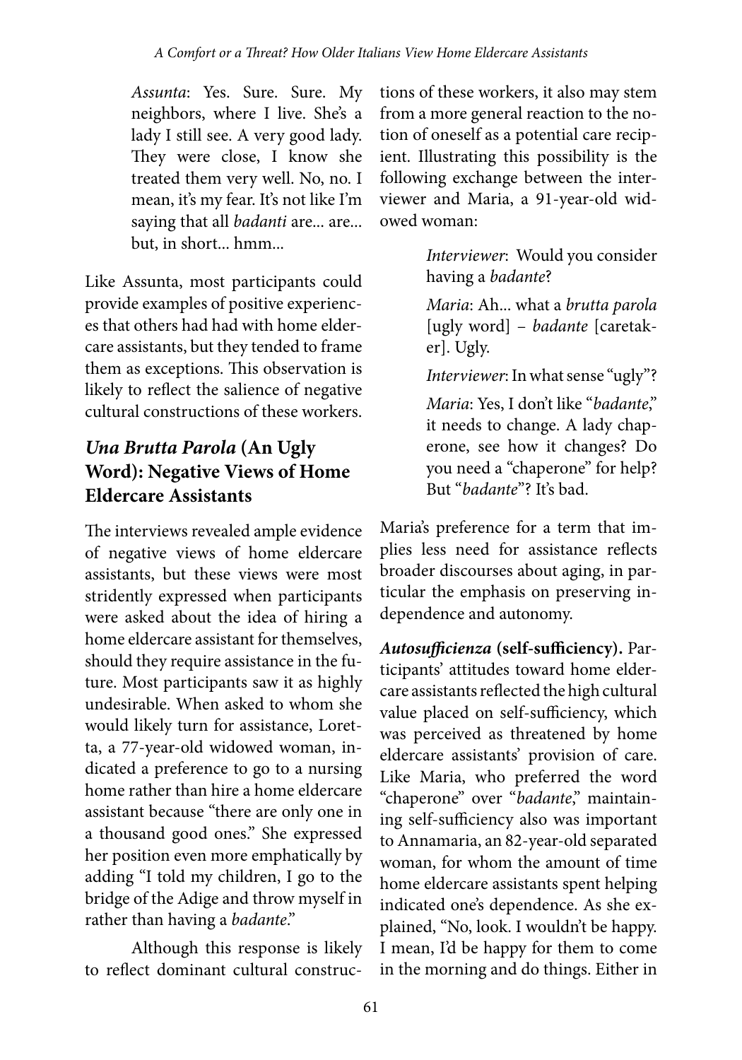> *Assunta*: Yes. Sure. Sure. My neighbors, where I live. She's a lady I still see. A very good lady. They were close, I know she treated them very well. No, no. I mean, it's my fear. It's not like I'm saying that all *badanti* are... are... but, in short... hmm...

Like Assunta, most participants could provide examples of positive experiences that others had had with home eldercare assistants, but they tended to frame them as exceptions. This observation is likely to reflect the salience of negative cultural constructions of these workers.

## *Una Brutta Parola* (An Ugly Word): Negative Views of Home Eldercare Assistants

The interviews revealed ample evidence of negative views of home eldercare assistants, but these views were most stridently expressed when participants were asked about the idea of hiring a home eldercare assistant for themselves, should they require assistance in the future. Most participants saw it as highly undesirable. When asked to whom she would likely turn for assistance, Loretta, a 77-year-old widowed woman, indicated a preference to go to a nursing home rather than hire a home eldercare assistant because "there are only one in a thousand good ones." She expressed her position even more emphatically by adding "I told my children, I go to the bridge of the Adige and throw myself in rather than having a *badante*."

Although this response is likely to reflect dominant cultural constructions of these workers, it also may stem from a more general reaction to the notion of oneself as a potential care recipient. Illustrating this possibility is the following exchange between the interviewer and Maria, a 91-year-old widowed woman:

> *Interviewer*: Would you consider having a *badante*?
>
> *Maria*: Ah... what a *brutta parola* [ugly word] – *badante* [caretaker]. Ugly.
>
> *Interviewer*: In what sense "ugly"?
>
> *Maria*: Yes, I don't like "*badante*," it needs to change. A lady chaperone, see how it changes? Do you need a "chaperone" for help? But "*badante*"? It's bad.

Maria's preference for a term that implies less need for assistance reflects broader discourses about aging, in particular the emphasis on preserving independence and autonomy.

***Autosufficienza* (self-sufficiency).** Participants' attitudes toward home eldercare assistants reflected the high cultural value placed on self-sufficiency, which was perceived as threatened by home eldercare assistants' provision of care. Like Maria, who preferred the word "chaperone" over "*badante*," maintaining self-sufficiency also was important to Annamaria, an 82-year-old separated woman, for whom the amount of time home eldercare assistants spent helping indicated one's dependence. As she explained, "No, look. I wouldn't be happy. I mean, I'd be happy for them to come in the morning and do things. Either in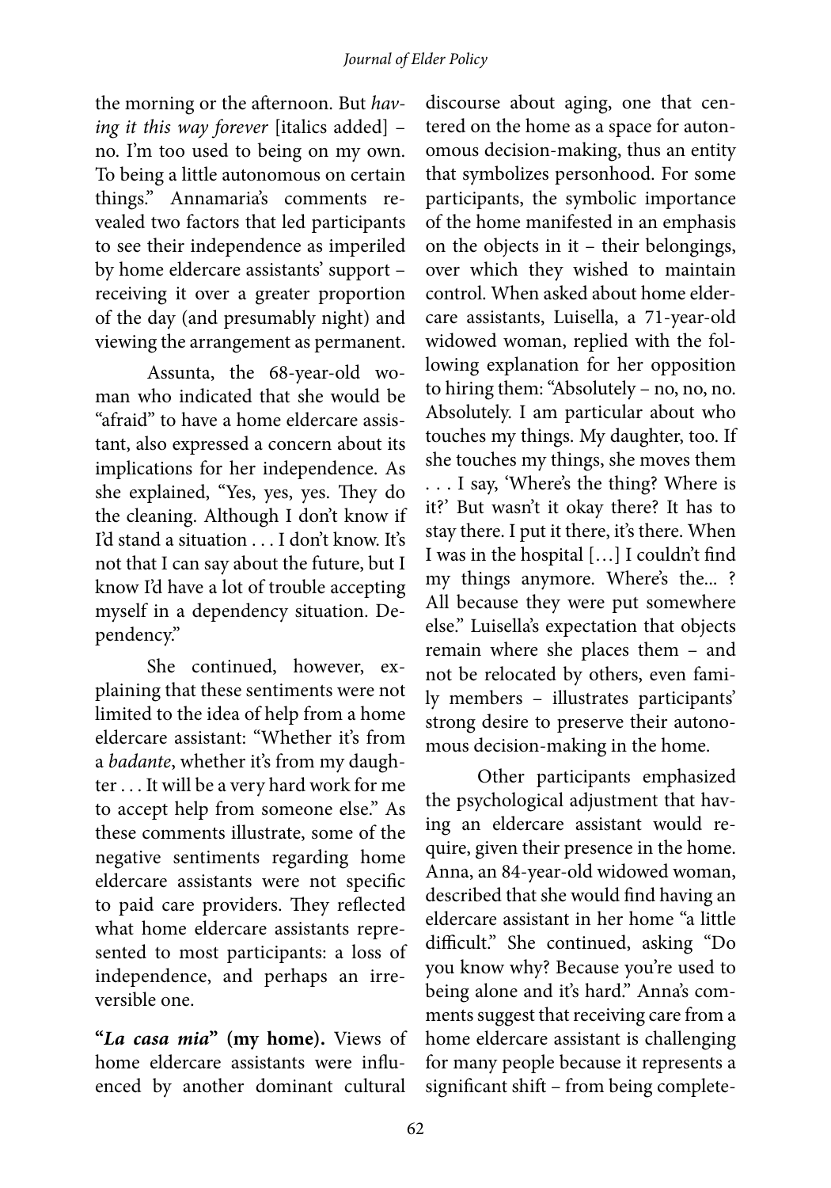the morning or the afternoon. But *having it this way forever* [italics added] – no. I'm too used to being on my own. To being a little autonomous on certain things." Annamaria's comments revealed two factors that led participants to see their independence as imperiled by home eldercare assistants' support – receiving it over a greater proportion of the day (and presumably night) and viewing the arrangement as permanent.

Assunta, the 68-year-old woman who indicated that she would be "afraid" to have a home eldercare assistant, also expressed a concern about its implications for her independence. As she explained, "Yes, yes, yes. They do the cleaning. Although I don't know if I'd stand a situation . . . I don't know. It's not that I can say about the future, but I know I'd have a lot of trouble accepting myself in a dependency situation. Dependency."

She continued, however, explaining that these sentiments were not limited to the idea of help from a home eldercare assistant: "Whether it's from a *badante*, whether it's from my daughter . . . It will be a very hard work for me to accept help from someone else." As these comments illustrate, some of the negative sentiments regarding home eldercare assistants were not specific to paid care providers. They reflected what home eldercare assistants represented to most participants: a loss of independence, and perhaps an irreversible one.

**"*La casa mia*" (my home).** Views of home eldercare assistants were influenced by another dominant cultural discourse about aging, one that centered on the home as a space for autonomous decision-making, thus an entity that symbolizes personhood. For some participants, the symbolic importance of the home manifested in an emphasis on the objects in it – their belongings, over which they wished to maintain control. When asked about home eldercare assistants, Luisella, a 71-year-old widowed woman, replied with the following explanation for her opposition to hiring them: "Absolutely – no, no, no. Absolutely. I am particular about who touches my things. My daughter, too. If she touches my things, she moves them . . . I say, 'Where's the thing? Where is it?' But wasn't it okay there? It has to stay there. I put it there, it's there. When I was in the hospital […] I couldn't find my things anymore. Where's the... ? All because they were put somewhere else." Luisella's expectation that objects remain where she places them – and not be relocated by others, even family members – illustrates participants' strong desire to preserve their autonomous decision-making in the home.

Other participants emphasized the psychological adjustment that having an eldercare assistant would require, given their presence in the home. Anna, an 84-year-old widowed woman, described that she would find having an eldercare assistant in her home "a little difficult." She continued, asking "Do you know why? Because you're used to being alone and it's hard." Anna's comments suggest that receiving care from a home eldercare assistant is challenging for many people because it represents a significant shift – from being complete-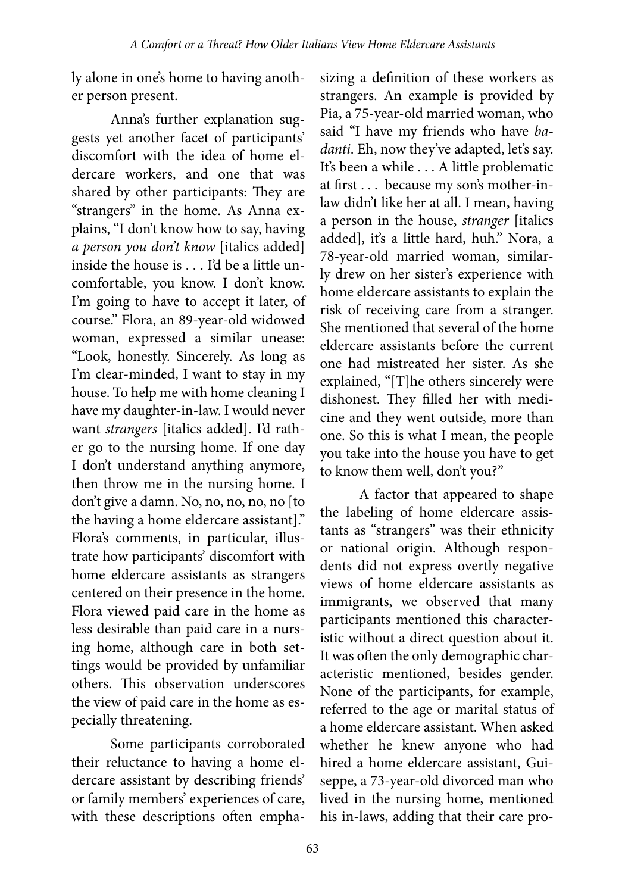ly alone in one's home to having another person present.

Anna's further explanation suggests yet another facet of participants' discomfort with the idea of home eldercare workers, and one that was shared by other participants: They are "strangers" in the home. As Anna explains, "I don't know how to say, having *a person you don't know* [italics added] inside the house is . . . I'd be a little uncomfortable, you know. I don't know. I'm going to have to accept it later, of course." Flora, an 89-year-old widowed woman, expressed a similar unease: "Look, honestly. Sincerely. As long as I'm clear-minded, I want to stay in my house. To help me with home cleaning I have my daughter-in-law. I would never want *strangers* [italics added]. I'd rather go to the nursing home. If one day I don't understand anything anymore, then throw me in the nursing home. I don't give a damn. No, no, no, no, no [to the having a home eldercare assistant]." Flora's comments, in particular, illustrate how participants' discomfort with home eldercare assistants as strangers centered on their presence in the home. Flora viewed paid care in the home as less desirable than paid care in a nursing home, although care in both settings would be provided by unfamiliar others. This observation underscores the view of paid care in the home as especially threatening.

Some participants corroborated their reluctance to having a home eldercare assistant by describing friends' or family members' experiences of care, with these descriptions often emphasizing a definition of these workers as strangers. An example is provided by Pia, a 75-year-old married woman, who said "I have my friends who have *badanti*. Eh, now they've adapted, let's say. It's been a while . . . A little problematic at first . . . because my son's mother-in-law didn't like her at all. I mean, having a person in the house, *stranger* [italics added], it's a little hard, huh." Nora, a 78-year-old married woman, similarly drew on her sister's experience with home eldercare assistants to explain the risk of receiving care from a stranger. She mentioned that several of the home eldercare assistants before the current one had mistreated her sister. As she explained, "[T]he others sincerely were dishonest. They filled her with medicine and they went outside, more than one. So this is what I mean, the people you take into the house you have to get to know them well, don't you?"

A factor that appeared to shape the labeling of home eldercare assistants as "strangers" was their ethnicity or national origin. Although respondents did not express overtly negative views of home eldercare assistants as immigrants, we observed that many participants mentioned this characteristic without a direct question about it. It was often the only demographic characteristic mentioned, besides gender. None of the participants, for example, referred to the age or marital status of a home eldercare assistant. When asked whether he knew anyone who had hired a home eldercare assistant, Guiseppe, a 73-year-old divorced man who lived in the nursing home, mentioned his in-laws, adding that their care pro-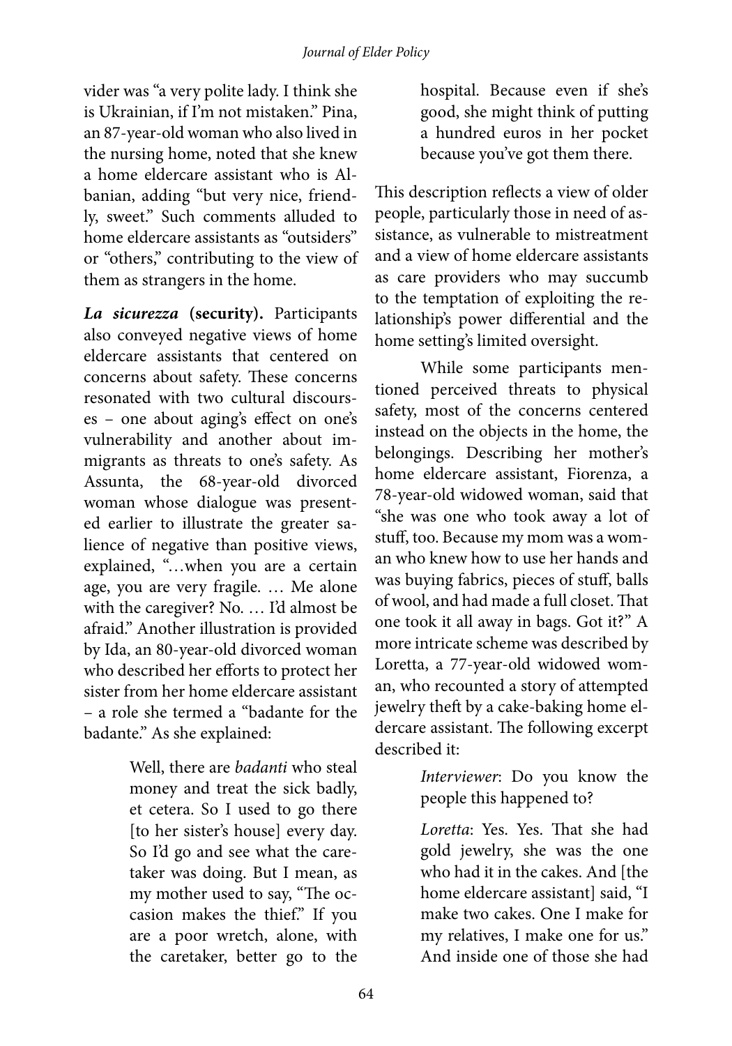vider was "a very polite lady. I think she is Ukrainian, if I'm not mistaken." Pina, an 87-year-old woman who also lived in the nursing home, noted that she knew a home eldercare assistant who is Albanian, adding "but very nice, friendly, sweet." Such comments alluded to home eldercare assistants as "outsiders" or "others," contributing to the view of them as strangers in the home.

***La sicurezza* (security).** Participants also conveyed negative views of home eldercare assistants that centered on concerns about safety. These concerns resonated with two cultural discourses – one about aging's effect on one's vulnerability and another about immigrants as threats to one's safety. As Assunta, the 68-year-old divorced woman whose dialogue was presented earlier to illustrate the greater salience of negative than positive views, explained, "…when you are a certain age, you are very fragile. … Me alone with the caregiver? No. … I'd almost be afraid." Another illustration is provided by Ida, an 80-year-old divorced woman who described her efforts to protect her sister from her home eldercare assistant – a role she termed a "badante for the badante." As she explained:

> Well, there are *badanti* who steal money and treat the sick badly, et cetera. So I used to go there [to her sister's house] every day. So I'd go and see what the caretaker was doing. But I mean, as my mother used to say, "The occasion makes the thief." If you are a poor wretch, alone, with the caretaker, better go to the hospital. Because even if she's good, she might think of putting a hundred euros in her pocket because you've got them there.

This description reflects a view of older people, particularly those in need of assistance, as vulnerable to mistreatment and a view of home eldercare assistants as care providers who may succumb to the temptation of exploiting the relationship's power differential and the home setting's limited oversight.

While some participants mentioned perceived threats to physical safety, most of the concerns centered instead on the objects in the home, the belongings. Describing her mother's home eldercare assistant, Fiorenza, a 78-year-old widowed woman, said that "she was one who took away a lot of stuff, too. Because my mom was a woman who knew how to use her hands and was buying fabrics, pieces of stuff, balls of wool, and had made a full closet. That one took it all away in bags. Got it?" A more intricate scheme was described by Loretta, a 77-year-old widowed woman, who recounted a story of attempted jewelry theft by a cake-baking home eldercare assistant. The following excerpt described it:

> *Interviewer*: Do you know the people this happened to?
>
> *Loretta*: Yes. Yes. That she had gold jewelry, she was the one who had it in the cakes. And [the home eldercare assistant] said, "I make two cakes. One I make for my relatives, I make one for us." And inside one of those she had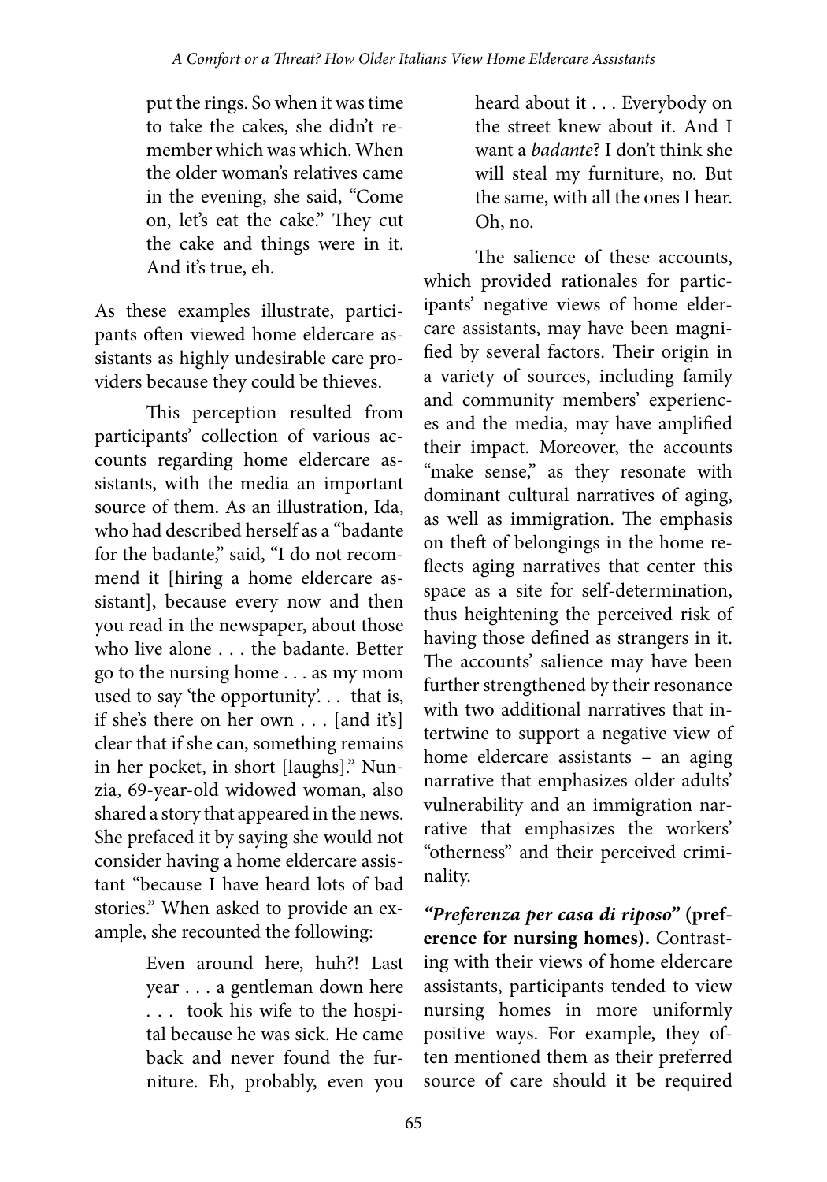> put the rings. So when it was time to take the cakes, she didn't remember which was which. When the older woman's relatives came in the evening, she said, "Come on, let's eat the cake." They cut the cake and things were in it. And it's true, eh.

As these examples illustrate, participants often viewed home eldercare assistants as highly undesirable care providers because they could be thieves.

This perception resulted from participants' collection of various accounts regarding home eldercare assistants, with the media an important source of them. As an illustration, Ida, who had described herself as a "badante for the badante," said, "I do not recommend it [hiring a home eldercare assistant], because every now and then you read in the newspaper, about those who live alone . . . the badante. Better go to the nursing home . . . as my mom used to say 'the opportunity'. . . that is, if she's there on her own . . . [and it's] clear that if she can, something remains in her pocket, in short [laughs]." Nunzia, 69-year-old widowed woman, also shared a story that appeared in the news. She prefaced it by saying she would not consider having a home eldercare assistant "because I have heard lots of bad stories." When asked to provide an example, she recounted the following:

> Even around here, huh?! Last year . . . a gentleman down here . . . took his wife to the hospital because he was sick. He came back and never found the furniture. Eh, probably, even you heard about it . . . Everybody on the street knew about it. And I want a *badante*? I don't think she will steal my furniture, no. But the same, with all the ones I hear. Oh, no.

The salience of these accounts, which provided rationales for participants' negative views of home eldercare assistants, may have been magnified by several factors. Their origin in a variety of sources, including family and community members' experiences and the media, may have amplified their impact. Moreover, the accounts "make sense," as they resonate with dominant cultural narratives of aging, as well as immigration. The emphasis on theft of belongings in the home reflects aging narratives that center this space as a site for self-determination, thus heightening the perceived risk of having those defined as strangers in it. The accounts' salience may have been further strengthened by their resonance with two additional narratives that intertwine to support a negative view of home eldercare assistants – an aging narrative that emphasizes older adults' vulnerability and an immigration narrative that emphasizes the workers' "otherness" and their perceived criminality.

***"Preferenza per casa di riposo"* (preference for nursing homes).** Contrasting with their views of home eldercare assistants, participants tended to view nursing homes in more uniformly positive ways. For example, they often mentioned them as their preferred source of care should it be required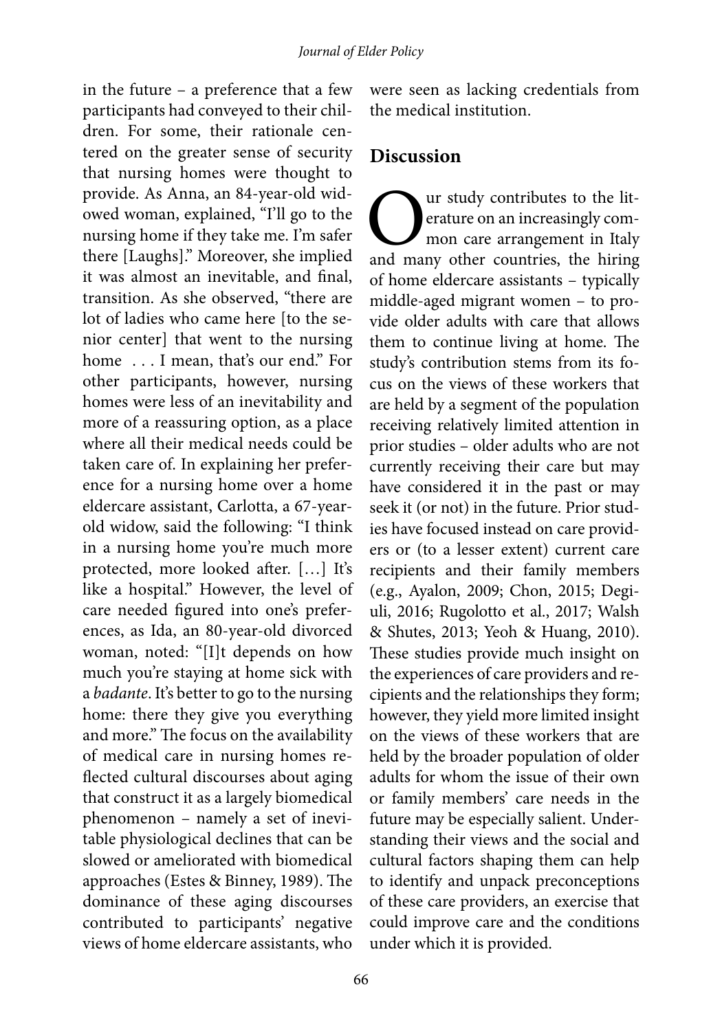in the future – a preference that a few participants had conveyed to their children. For some, their rationale centered on the greater sense of security that nursing homes were thought to provide. As Anna, an 84-year-old widowed woman, explained, "I'll go to the nursing home if they take me. I'm safer there [Laughs]." Moreover, she implied it was almost an inevitable, and final, transition. As she observed, "there are lot of ladies who came here [to the senior center] that went to the nursing home . . . I mean, that's our end." For other participants, however, nursing homes were less of an inevitability and more of a reassuring option, as a place where all their medical needs could be taken care of. In explaining her preference for a nursing home over a home eldercare assistant, Carlotta, a 67-year-old widow, said the following: "I think in a nursing home you're much more protected, more looked after. […] It's like a hospital." However, the level of care needed figured into one's preferences, as Ida, an 80-year-old divorced woman, noted: "[I]t depends on how much you're staying at home sick with a *badante*. It's better to go to the nursing home: there they give you everything and more." The focus on the availability of medical care in nursing homes reflected cultural discourses about aging that construct it as a largely biomedical phenomenon – namely a set of inevitable physiological declines that can be slowed or ameliorated with biomedical approaches (Estes & Binney, 1989). The dominance of these aging discourses contributed to participants' negative views of home eldercare assistants, who were seen as lacking credentials from the medical institution.

## Discussion

Our study contributes to the literature on an increasingly common care arrangement in Italy and many other countries, the hiring of home eldercare assistants – typically middle-aged migrant women – to provide older adults with care that allows them to continue living at home. The study's contribution stems from its focus on the views of these workers that are held by a segment of the population receiving relatively limited attention in prior studies – older adults who are not currently receiving their care but may have considered it in the past or may seek it (or not) in the future. Prior studies have focused instead on care providers or (to a lesser extent) current care recipients and their family members (e.g., Ayalon, 2009; Chon, 2015; Degiuli, 2016; Rugolotto et al., 2017; Walsh & Shutes, 2013; Yeoh & Huang, 2010). These studies provide much insight on the experiences of care providers and recipients and the relationships they form; however, they yield more limited insight on the views of these workers that are held by the broader population of older adults for whom the issue of their own or family members' care needs in the future may be especially salient. Understanding their views and the social and cultural factors shaping them can help to identify and unpack preconceptions of these care providers, an exercise that could improve care and the conditions under which it is provided.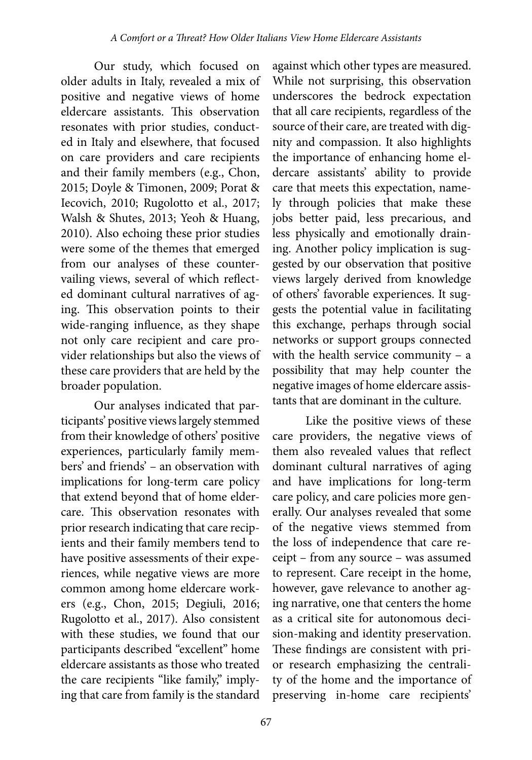Our study, which focused on older adults in Italy, revealed a mix of positive and negative views of home eldercare assistants. This observation resonates with prior studies, conducted in Italy and elsewhere, that focused on care providers and care recipients and their family members (e.g., Chon, 2015; Doyle & Timonen, 2009; Porat & Iecovich, 2010; Rugolotto et al., 2017; Walsh & Shutes, 2013; Yeoh & Huang, 2010). Also echoing these prior studies were some of the themes that emerged from our analyses of these countervailing views, several of which reflected dominant cultural narratives of aging. This observation points to their wide-ranging influence, as they shape not only care recipient and care provider relationships but also the views of these care providers that are held by the broader population.

Our analyses indicated that participants' positive views largely stemmed from their knowledge of others' positive experiences, particularly family members' and friends' – an observation with implications for long-term care policy that extend beyond that of home eldercare. This observation resonates with prior research indicating that care recipients and their family members tend to have positive assessments of their experiences, while negative views are more common among home eldercare workers (e.g., Chon, 2015; Degiuli, 2016; Rugolotto et al., 2017). Also consistent with these studies, we found that our participants described "excellent" home eldercare assistants as those who treated the care recipients "like family," implying that care from family is the standard against which other types are measured. While not surprising, this observation underscores the bedrock expectation that all care recipients, regardless of the source of their care, are treated with dignity and compassion. It also highlights the importance of enhancing home eldercare assistants' ability to provide care that meets this expectation, namely through policies that make these jobs better paid, less precarious, and less physically and emotionally draining. Another policy implication is suggested by our observation that positive views largely derived from knowledge of others' favorable experiences. It suggests the potential value in facilitating this exchange, perhaps through social networks or support groups connected with the health service community – a possibility that may help counter the negative images of home eldercare assistants that are dominant in the culture.

Like the positive views of these care providers, the negative views of them also revealed values that reflect dominant cultural narratives of aging and have implications for long-term care policy, and care policies more generally. Our analyses revealed that some of the negative views stemmed from the loss of independence that care receipt – from any source – was assumed to represent. Care receipt in the home, however, gave relevance to another aging narrative, one that centers the home as a critical site for autonomous decision-making and identity preservation. These findings are consistent with prior research emphasizing the centrality of the home and the importance of preserving in-home care recipients'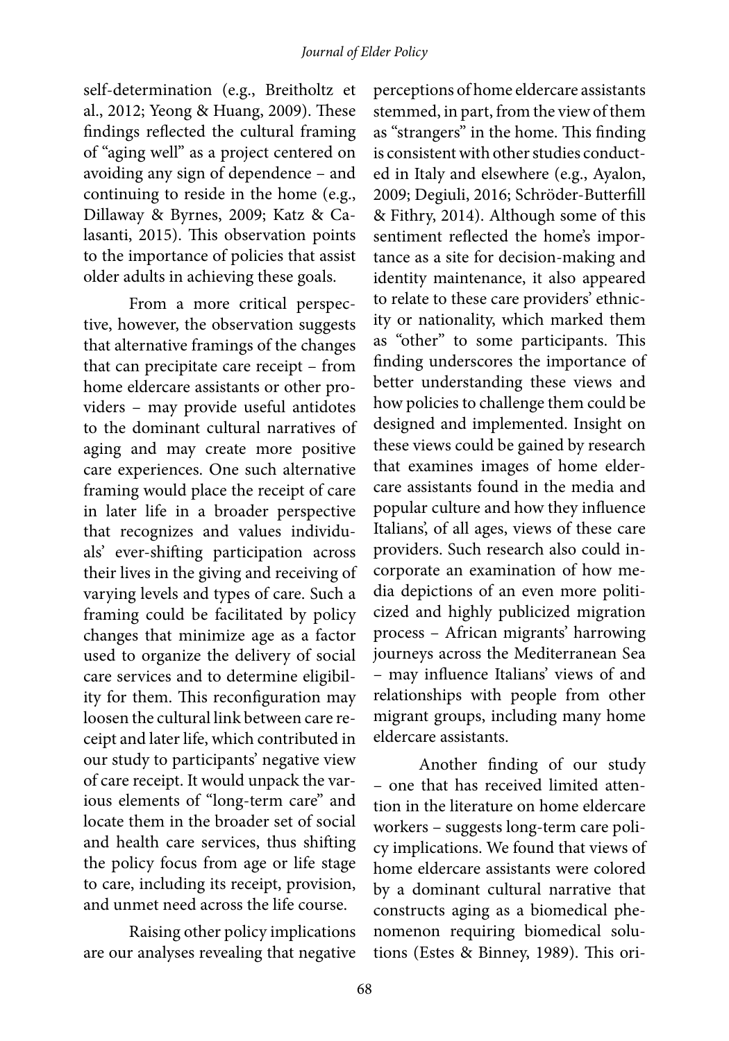self-determination (e.g., Breitholtz et al., 2012; Yeong & Huang, 2009). These findings reflected the cultural framing of "aging well" as a project centered on avoiding any sign of dependence – and continuing to reside in the home (e.g., Dillaway & Byrnes, 2009; Katz & Calasanti, 2015). This observation points to the importance of policies that assist older adults in achieving these goals.

From a more critical perspective, however, the observation suggests that alternative framings of the changes that can precipitate care receipt – from home eldercare assistants or other providers – may provide useful antidotes to the dominant cultural narratives of aging and may create more positive care experiences. One such alternative framing would place the receipt of care in later life in a broader perspective that recognizes and values individuals' ever-shifting participation across their lives in the giving and receiving of varying levels and types of care. Such a framing could be facilitated by policy changes that minimize age as a factor used to organize the delivery of social care services and to determine eligibility for them. This reconfiguration may loosen the cultural link between care receipt and later life, which contributed in our study to participants' negative view of care receipt. It would unpack the various elements of "long-term care" and locate them in the broader set of social and health care services, thus shifting the policy focus from age or life stage to care, including its receipt, provision, and unmet need across the life course.

Raising other policy implications are our analyses revealing that negative perceptions of home eldercare assistants stemmed, in part, from the view of them as "strangers" in the home. This finding is consistent with other studies conducted in Italy and elsewhere (e.g., Ayalon, 2009; Degiuli, 2016; Schröder-Butterfill & Fithry, 2014). Although some of this sentiment reflected the home's importance as a site for decision-making and identity maintenance, it also appeared to relate to these care providers' ethnicity or nationality, which marked them as "other" to some participants. This finding underscores the importance of better understanding these views and how policies to challenge them could be designed and implemented. Insight on these views could be gained by research that examines images of home eldercare assistants found in the media and popular culture and how they influence Italians', of all ages, views of these care providers. Such research also could incorporate an examination of how media depictions of an even more politicized and highly publicized migration process – African migrants' harrowing journeys across the Mediterranean Sea – may influence Italians' views of and relationships with people from other migrant groups, including many home eldercare assistants.

Another finding of our study – one that has received limited attention in the literature on home eldercare workers – suggests long-term care policy implications. We found that views of home eldercare assistants were colored by a dominant cultural narrative that constructs aging as a biomedical phenomenon requiring biomedical solutions (Estes & Binney, 1989). This ori-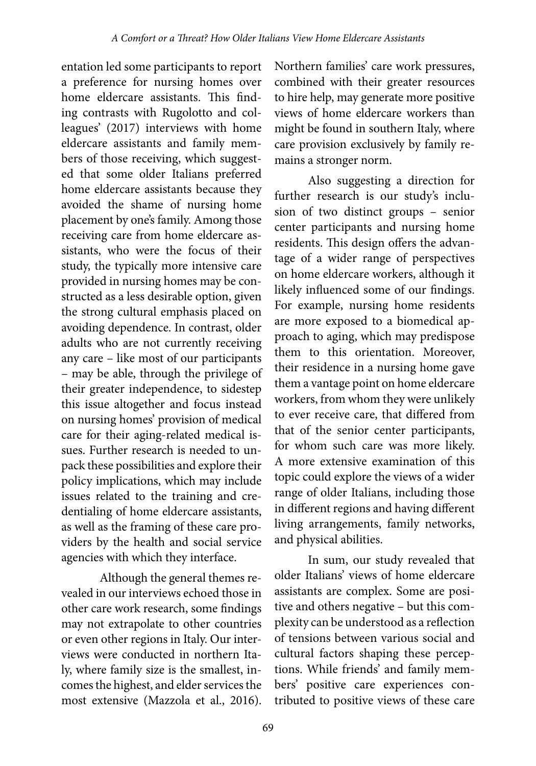entation led some participants to report a preference for nursing homes over home eldercare assistants. This finding contrasts with Rugolotto and colleagues' (2017) interviews with home eldercare assistants and family members of those receiving, which suggested that some older Italians preferred home eldercare assistants because they avoided the shame of nursing home placement by one's family. Among those receiving care from home eldercare assistants, who were the focus of their study, the typically more intensive care provided in nursing homes may be constructed as a less desirable option, given the strong cultural emphasis placed on avoiding dependence. In contrast, older adults who are not currently receiving any care – like most of our participants – may be able, through the privilege of their greater independence, to sidestep this issue altogether and focus instead on nursing homes' provision of medical care for their aging-related medical issues. Further research is needed to unpack these possibilities and explore their policy implications, which may include issues related to the training and credentialing of home eldercare assistants, as well as the framing of these care providers by the health and social service agencies with which they interface.

Although the general themes revealed in our interviews echoed those in other care work research, some findings may not extrapolate to other countries or even other regions in Italy. Our interviews were conducted in northern Italy, where family size is the smallest, incomes the highest, and elder services the most extensive (Mazzola et al., 2016). Northern families' care work pressures, combined with their greater resources to hire help, may generate more positive views of home eldercare workers than might be found in southern Italy, where care provision exclusively by family remains a stronger norm.

Also suggesting a direction for further research is our study's inclusion of two distinct groups – senior center participants and nursing home residents. This design offers the advantage of a wider range of perspectives on home eldercare workers, although it likely influenced some of our findings. For example, nursing home residents are more exposed to a biomedical approach to aging, which may predispose them to this orientation. Moreover, their residence in a nursing home gave them a vantage point on home eldercare workers, from whom they were unlikely to ever receive care, that differed from that of the senior center participants, for whom such care was more likely. A more extensive examination of this topic could explore the views of a wider range of older Italians, including those in different regions and having different living arrangements, family networks, and physical abilities.

In sum, our study revealed that older Italians' views of home eldercare assistants are complex. Some are positive and others negative – but this complexity can be understood as a reflection of tensions between various social and cultural factors shaping these perceptions. While friends' and family members' positive care experiences contributed to positive views of these care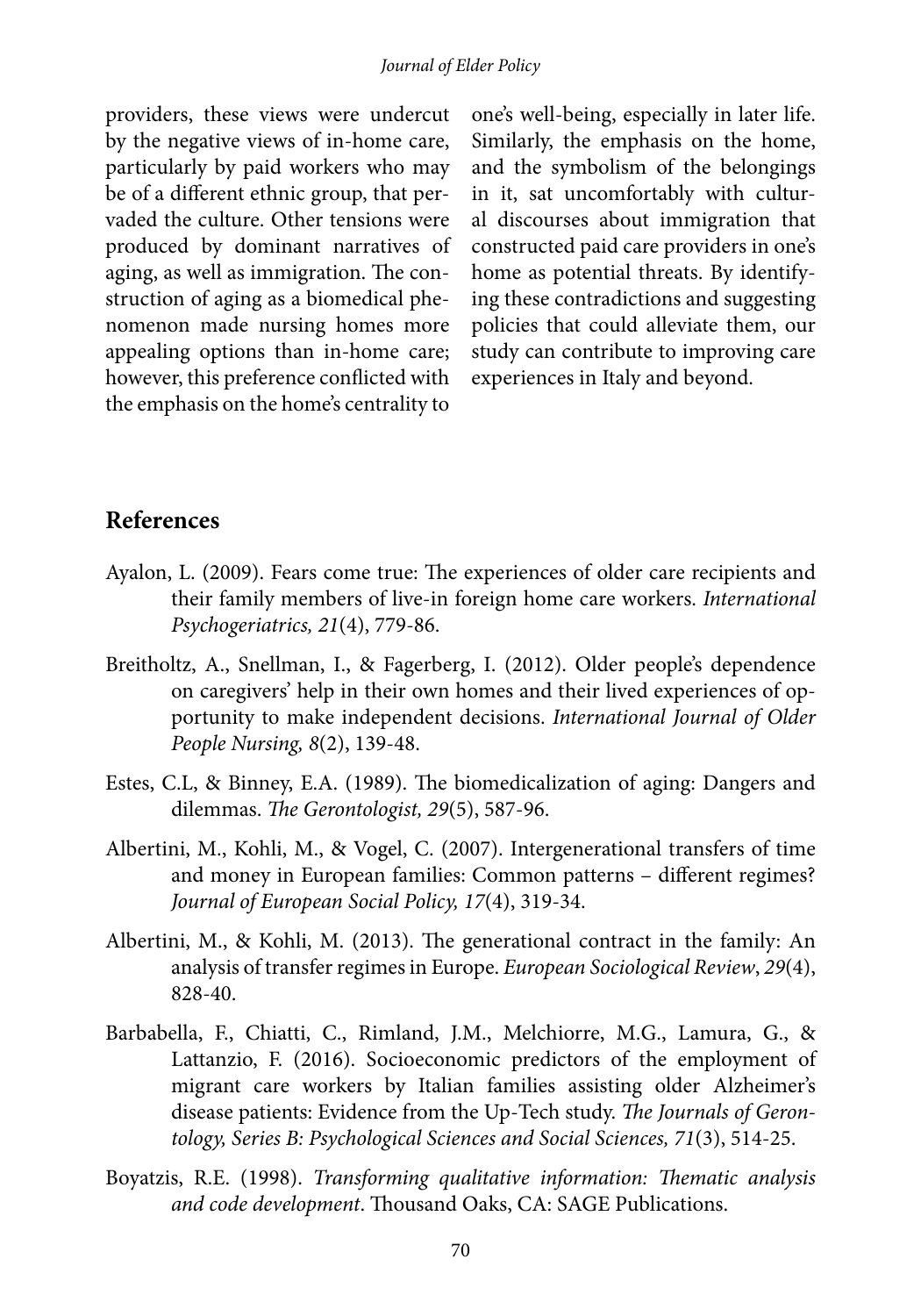providers, these views were undercut by the negative views of in-home care, particularly by paid workers who may be of a different ethnic group, that pervaded the culture. Other tensions were produced by dominant narratives of aging, as well as immigration. The construction of aging as a biomedical phenomenon made nursing homes more appealing options than in-home care; however, this preference conflicted with the emphasis on the home's centrality to one's well-being, especially in later life. Similarly, the emphasis on the home, and the symbolism of the belongings in it, sat uncomfortably with cultural discourses about immigration that constructed paid care providers in one's home as potential threats. By identifying these contradictions and suggesting policies that could alleviate them, our study can contribute to improving care experiences in Italy and beyond.

## References

Ayalon, L. (2009). Fears come true: The experiences of older care recipients and their family members of live-in foreign home care workers. *International Psychogeriatrics, 21*(4), 779-86.

Breitholtz, A., Snellman, I., & Fagerberg, I. (2012). Older people's dependence on caregivers' help in their own homes and their lived experiences of opportunity to make independent decisions. *International Journal of Older People Nursing, 8*(2), 139-48.

Estes, C.L, & Binney, E.A. (1989). The biomedicalization of aging: Dangers and dilemmas. *The Gerontologist, 29*(5), 587-96.

Albertini, M., Kohli, M., & Vogel, C. (2007). Intergenerational transfers of time and money in European families: Common patterns – different regimes? *Journal of European Social Policy, 17*(4), 319-34.

Albertini, M., & Kohli, M. (2013). The generational contract in the family: An analysis of transfer regimes in Europe. *European Sociological Review*, *29*(4), 828-40.

Barbabella, F., Chiatti, C., Rimland, J.M., Melchiorre, M.G., Lamura, G., & Lattanzio, F. (2016). Socioeconomic predictors of the employment of migrant care workers by Italian families assisting older Alzheimer's disease patients: Evidence from the Up-Tech study. *The Journals of Gerontology, Series B: Psychological Sciences and Social Sciences, 71*(3), 514-25.

Boyatzis, R.E. (1998). *Transforming qualitative information: Thematic analysis and code development*. Thousand Oaks, CA: SAGE Publications.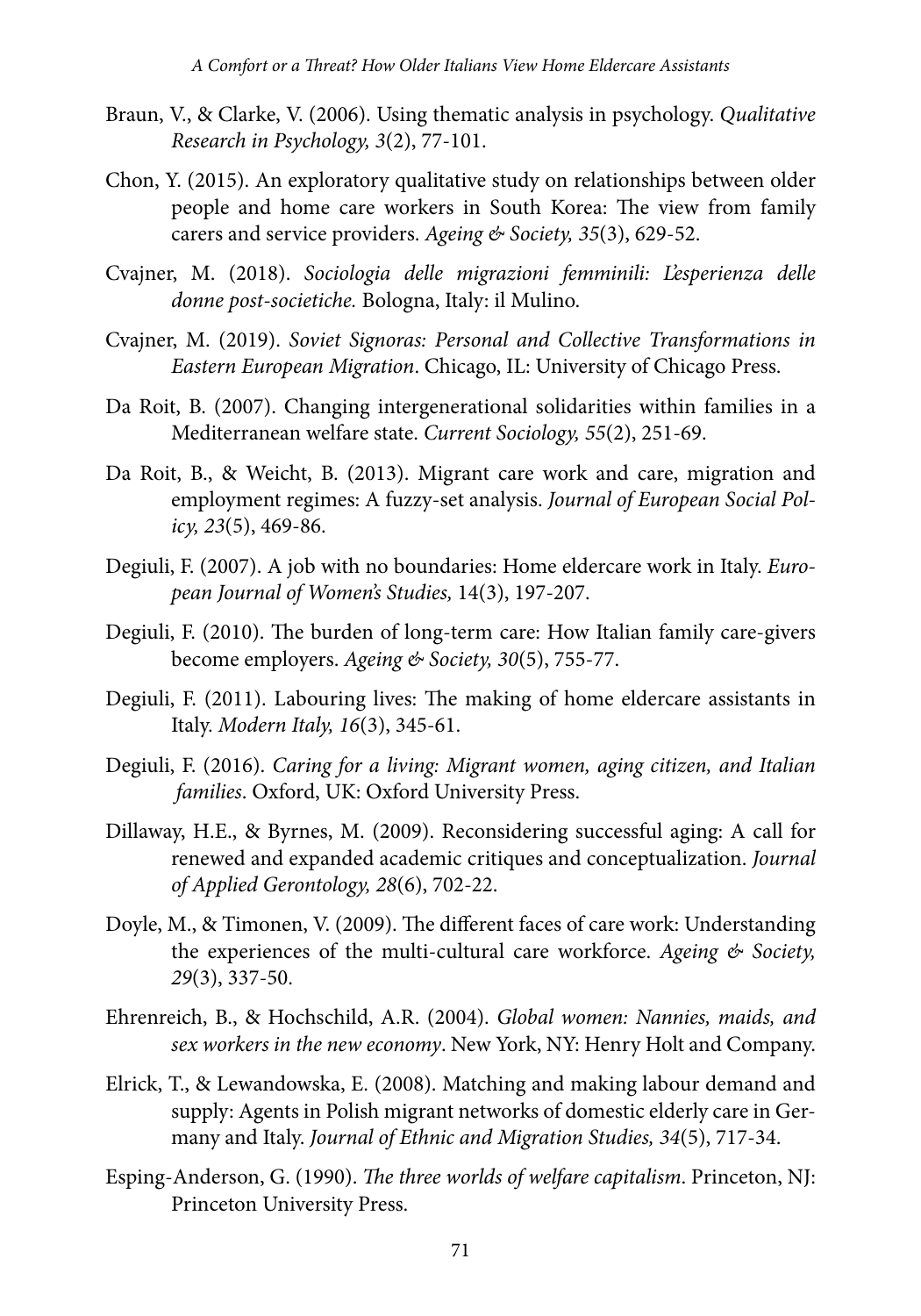Braun, V., & Clarke, V. (2006). Using thematic analysis in psychology. *Qualitative Research in Psychology, 3*(2), 77-101.

Chon, Y. (2015). An exploratory qualitative study on relationships between older people and home care workers in South Korea: The view from family carers and service providers. *Ageing & Society, 35*(3), 629-52.

Cvajner, M. (2018). *Sociologia delle migrazioni femminili: L'esperienza delle donne post-societiche.* Bologna, Italy: il Mulino.

Cvajner, M. (2019). *Soviet Signoras: Personal and Collective Transformations in Eastern European Migration*. Chicago, IL: University of Chicago Press.

Da Roit, B. (2007). Changing intergenerational solidarities within families in a Mediterranean welfare state. *Current Sociology, 55*(2), 251-69.

Da Roit, B., & Weicht, B. (2013). Migrant care work and care, migration and employment regimes: A fuzzy-set analysis. *Journal of European Social Policy, 23*(5), 469-86.

Degiuli, F. (2007). A job with no boundaries: Home eldercare work in Italy. *European Journal of Women's Studies,* 14(3), 197-207.

Degiuli, F. (2010). The burden of long-term care: How Italian family care-givers become employers. *Ageing & Society, 30*(5), 755-77.

Degiuli, F. (2011). Labouring lives: The making of home eldercare assistants in Italy. *Modern Italy, 16*(3), 345-61.

Degiuli, F. (2016). *Caring for a living: Migrant women, aging citizen, and Italian families*. Oxford, UK: Oxford University Press.

Dillaway, H.E., & Byrnes, M. (2009). Reconsidering successful aging: A call for renewed and expanded academic critiques and conceptualization. *Journal of Applied Gerontology, 28*(6), 702-22.

Doyle, M., & Timonen, V. (2009). The different faces of care work: Understanding the experiences of the multi-cultural care workforce. *Ageing & Society, 29*(3), 337-50.

Ehrenreich, B., & Hochschild, A.R. (2004). *Global women: Nannies, maids, and sex workers in the new economy*. New York, NY: Henry Holt and Company.

Elrick, T., & Lewandowska, E. (2008). Matching and making labour demand and supply: Agents in Polish migrant networks of domestic elderly care in Germany and Italy. *Journal of Ethnic and Migration Studies, 34*(5), 717-34.

Esping-Anderson, G. (1990). *The three worlds of welfare capitalism*. Princeton, NJ: Princeton University Press.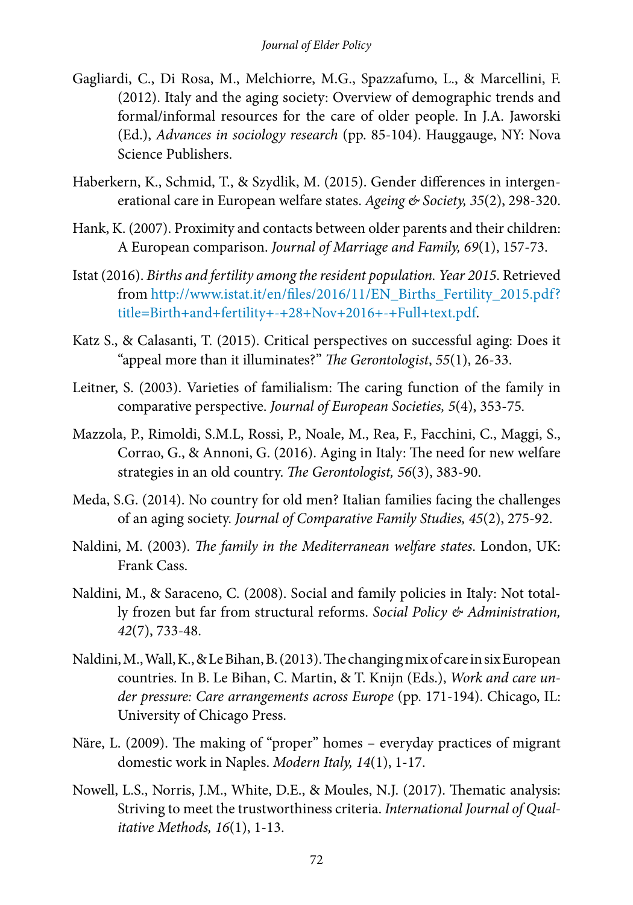Gagliardi, C., Di Rosa, M., Melchiorre, M.G., Spazzafumo, L., & Marcellini, F. (2012). Italy and the aging society: Overview of demographic trends and formal/informal resources for the care of older people. In J.A. Jaworski (Ed.), *Advances in sociology research* (pp. 85-104). Hauggauge, NY: Nova Science Publishers.

Haberkern, K., Schmid, T., & Szydlik, M. (2015). Gender differences in intergenerational care in European welfare states. *Ageing & Society, 35*(2), 298-320.

Hank, K. (2007). Proximity and contacts between older parents and their children: A European comparison. *Journal of Marriage and Family, 69*(1), 157-73.

Istat (2016). *Births and fertility among the resident population. Year 2015*. Retrieved from http://www.istat.it/en/files/2016/11/EN_Births_Fertility_2015.pdf?title=Birth+and+fertility+-+28+Nov+2016+-+Full+text.pdf.

Katz S., & Calasanti, T. (2015). Critical perspectives on successful aging: Does it "appeal more than it illuminates?" *The Gerontologist*, *55*(1), 26-33.

Leitner, S. (2003). Varieties of familialism: The caring function of the family in comparative perspective. *Journal of European Societies, 5*(4), 353-75.

Mazzola, P., Rimoldi, S.M.L, Rossi, P., Noale, M., Rea, F., Facchini, C., Maggi, S., Corrao, G., & Annoni, G. (2016). Aging in Italy: The need for new welfare strategies in an old country. *The Gerontologist, 56*(3), 383-90.

Meda, S.G. (2014). No country for old men? Italian families facing the challenges of an aging society. *Journal of Comparative Family Studies, 45*(2), 275-92.

Naldini, M. (2003). *The family in the Mediterranean welfare states*. London, UK: Frank Cass.

Naldini, M., & Saraceno, C. (2008). Social and family policies in Italy: Not totally frozen but far from structural reforms. *Social Policy & Administration, 42*(7), 733-48.

Naldini, M., Wall, K., & Le Bihan, B. (2013). The changing mix of care in six European countries. In B. Le Bihan, C. Martin, & T. Knijn (Eds.), *Work and care under pressure: Care arrangements across Europe* (pp. 171-194). Chicago, IL: University of Chicago Press.

Näre, L. (2009). The making of "proper" homes – everyday practices of migrant domestic work in Naples. *Modern Italy, 14*(1), 1-17.

Nowell, L.S., Norris, J.M., White, D.E., & Moules, N.J. (2017). Thematic analysis: Striving to meet the trustworthiness criteria. *International Journal of Qualitative Methods, 16*(1), 1-13.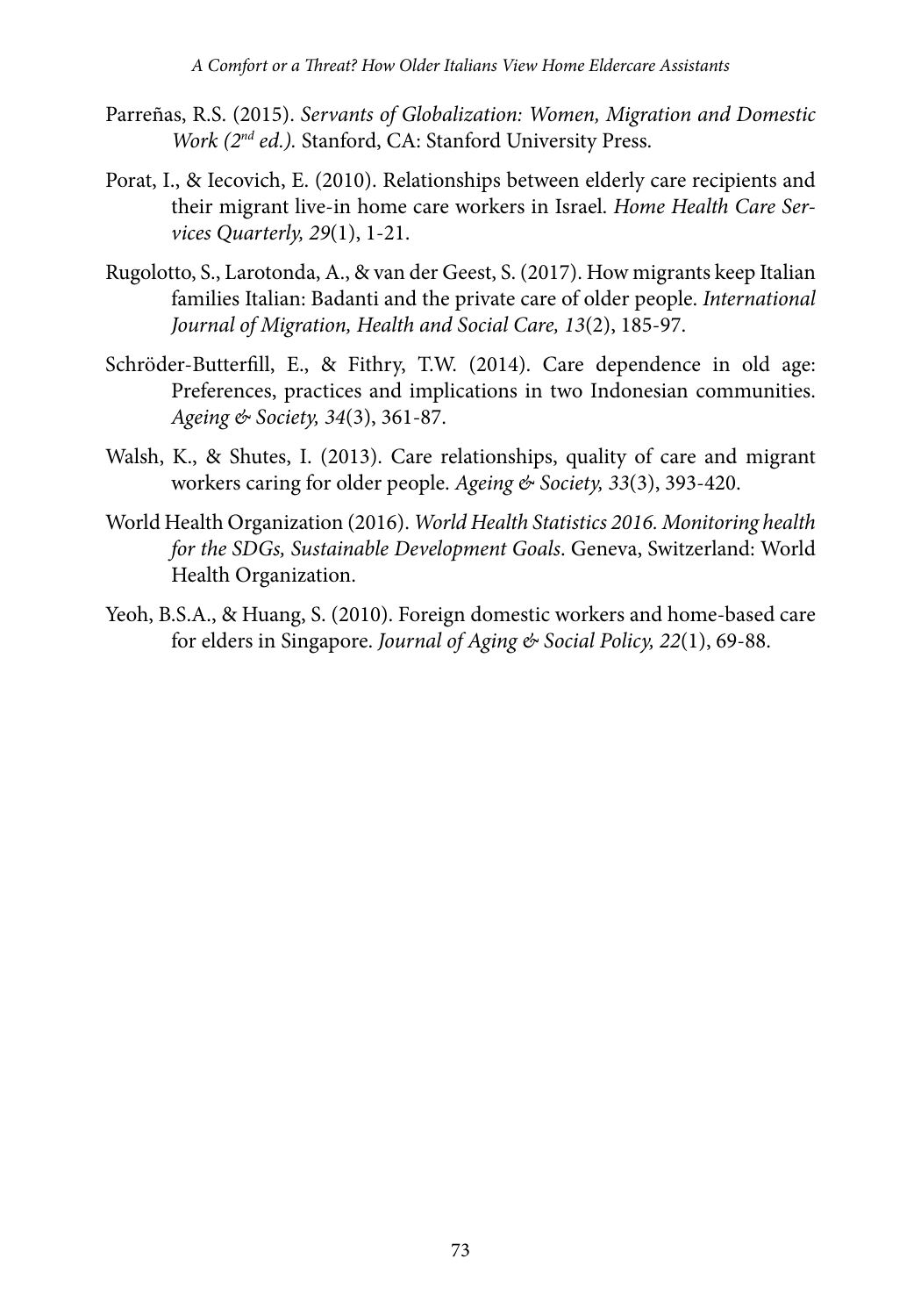Parreñas, R.S. (2015). *Servants of Globalization: Women, Migration and Domestic Work (2nd ed.).* Stanford, CA: Stanford University Press.

Porat, I., & Iecovich, E. (2010). Relationships between elderly care recipients and their migrant live-in home care workers in Israel. *Home Health Care Services Quarterly, 29*(1), 1-21.

Rugolotto, S., Larotonda, A., & van der Geest, S. (2017). How migrants keep Italian families Italian: Badanti and the private care of older people. *International Journal of Migration, Health and Social Care, 13*(2), 185-97.

Schröder-Butterfill, E., & Fithry, T.W. (2014). Care dependence in old age: Preferences, practices and implications in two Indonesian communities. *Ageing & Society, 34*(3), 361-87.

Walsh, K., & Shutes, I. (2013). Care relationships, quality of care and migrant workers caring for older people. *Ageing & Society, 33*(3), 393-420.

World Health Organization (2016). *World Health Statistics 2016. Monitoring health for the SDGs, Sustainable Development Goals*. Geneva, Switzerland: World Health Organization.

Yeoh, B.S.A., & Huang, S. (2010). Foreign domestic workers and home-based care for elders in Singapore. *Journal of Aging & Social Policy, 22*(1), 69-88.